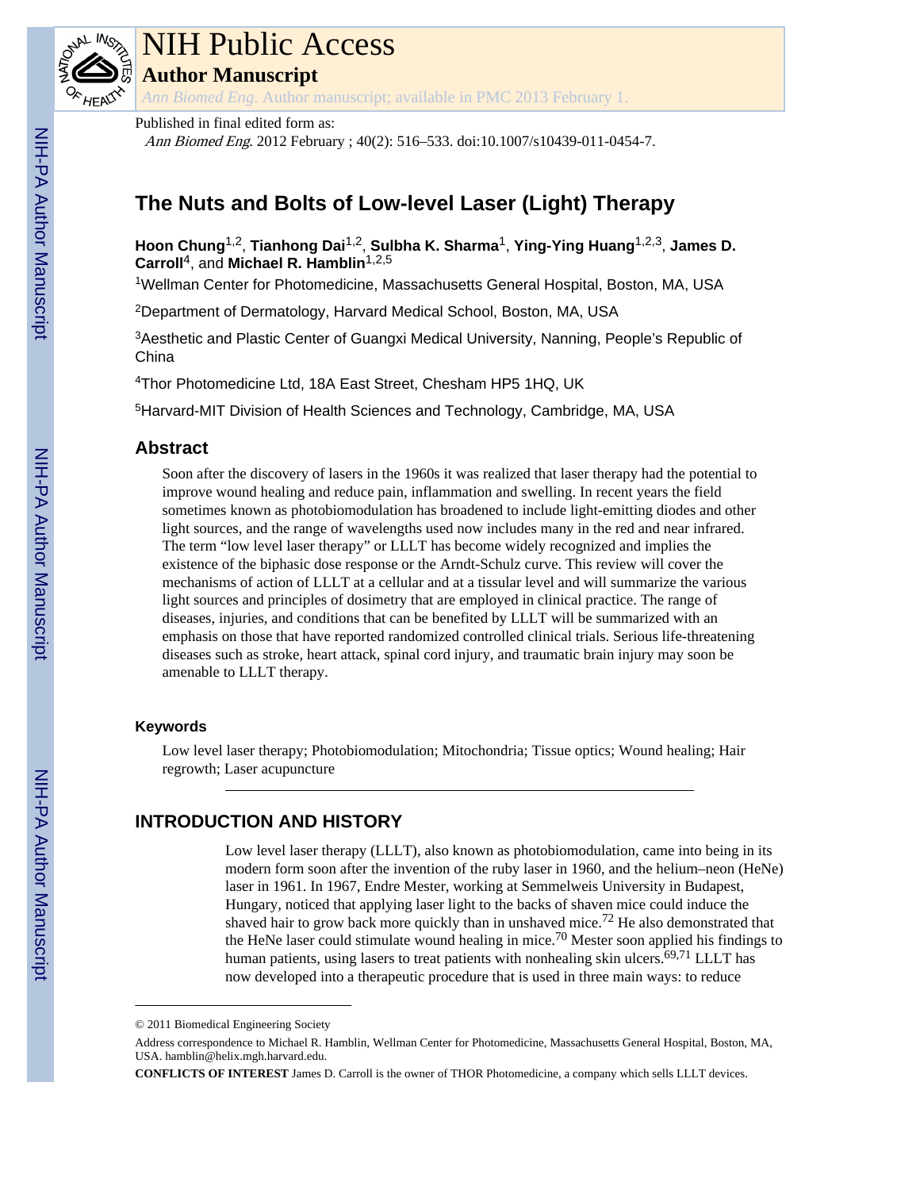# NIH Public Access

## Author Manuscript

*Ann Biomed Eng*. Author manuscript; available in PMC 2013 February 1.

Published in final edited form as:

*Ann Biomed Eng*. 2012 February ; 40(2): 516–533. doi:10.1007/s10439-011-0454-7.

# The Nuts and Bolts of Low-level Laser (Light) Therapy

**Hoon Chung**[1,2], **Tianhong Dai**[1,2], **Sulbha K. Sharma**[1], **Ying-Ying Huang**[1,2,3], **James D. Carroll**[4], and **Michael R. Hamblin**[1,2,5]

[1]Wellman Center for Photomedicine, Massachusetts General Hospital, Boston, MA, USA

[2]Department of Dermatology, Harvard Medical School, Boston, MA, USA

[3]Aesthetic and Plastic Center of Guangxi Medical University, Nanning, People's Republic of China

[4]Thor Photomedicine Ltd, 18A East Street, Chesham HP5 1HQ, UK

[5]Harvard-MIT Division of Health Sciences and Technology, Cambridge, MA, USA

## Abstract

Soon after the discovery of lasers in the 1960s it was realized that laser therapy had the potential to improve wound healing and reduce pain, inflammation and swelling. In recent years the field sometimes known as photobiomodulation has broadened to include light-emitting diodes and other light sources, and the range of wavelengths used now includes many in the red and near infrared. The term "low level laser therapy" or LLLT has become widely recognized and implies the existence of the biphasic dose response or the Arndt-Schulz curve. This review will cover the mechanisms of action of LLLT at a cellular and at a tissular level and will summarize the various light sources and principles of dosimetry that are employed in clinical practice. The range of diseases, injuries, and conditions that can be benefited by LLLT will be summarized with an emphasis on those that have reported randomized controlled clinical trials. Serious life-threatening diseases such as stroke, heart attack, spinal cord injury, and traumatic brain injury may soon be amenable to LLLT therapy.

### Keywords

Low level laser therapy; Photobiomodulation; Mitochondria; Tissue optics; Wound healing; Hair regrowth; Laser acupuncture

## INTRODUCTION AND HISTORY

Low level laser therapy (LLLT), also known as photobiomodulation, came into being in its modern form soon after the invention of the ruby laser in 1960, and the helium–neon (HeNe) laser in 1961. In 1967, Endre Mester, working at Semmelweis University in Budapest, Hungary, noticed that applying laser light to the backs of shaven mice could induce the shaved hair to grow back more quickly than in unshaved mice.[72] He also demonstrated that the HeNe laser could stimulate wound healing in mice.[70] Mester soon applied his findings to human patients, using lasers to treat patients with nonhealing skin ulcers.[69,71] LLLT has now developed into a therapeutic procedure that is used in three main ways: to reduce

© 2011 Biomedical Engineering Society

Address correspondence to Michael R. Hamblin, Wellman Center for Photomedicine, Massachusetts General Hospital, Boston, MA, USA. hamblin@helix.mgh.harvard.edu.

**CONFLICTS OF INTEREST** James D. Carroll is the owner of THOR Photomedicine, a company which sells LLLT devices.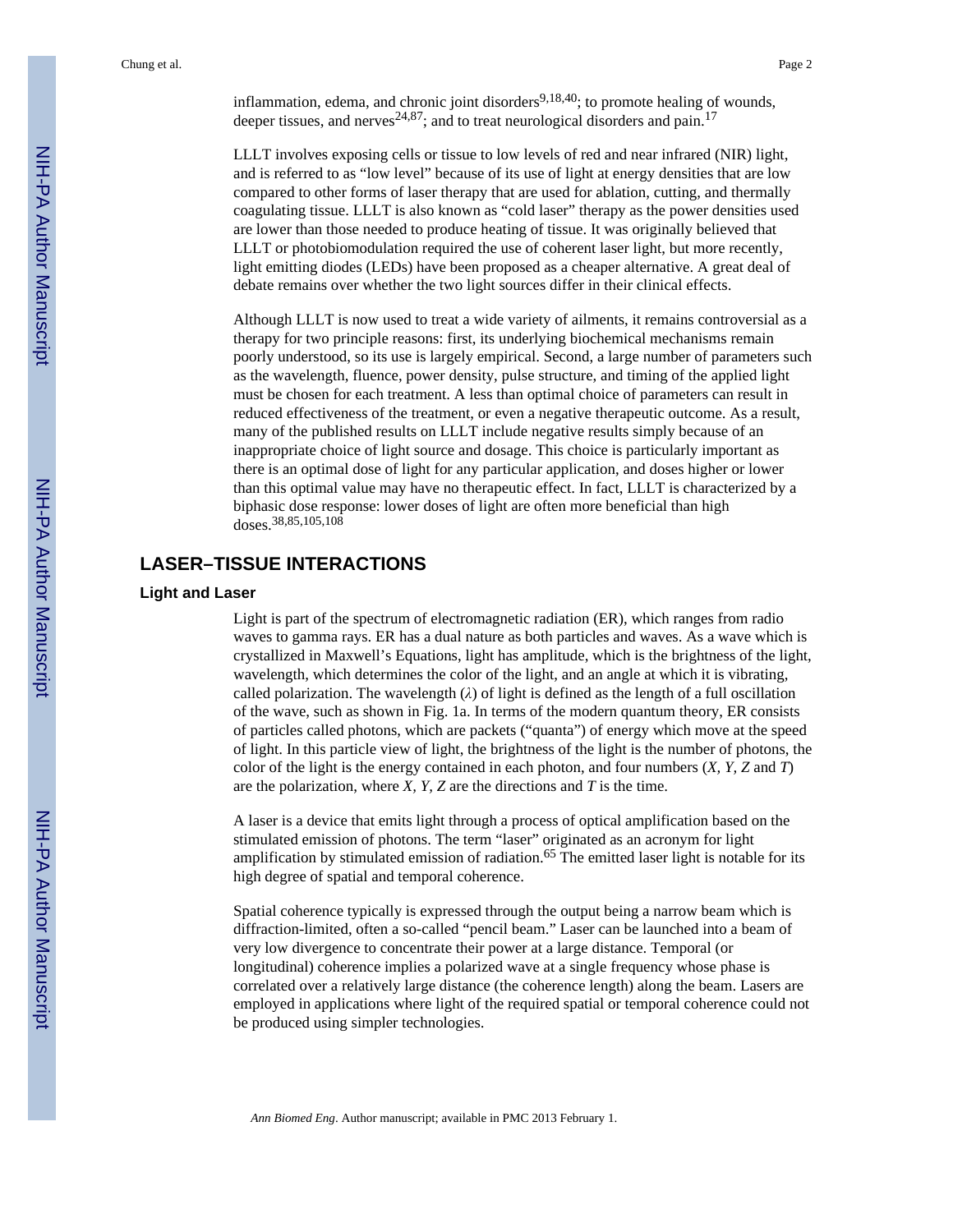inflammation, edema, and chronic joint disorders[9,18,40]; to promote healing of wounds, deeper tissues, and nerves[24,87]; and to treat neurological disorders and pain.[17]

LLLT involves exposing cells or tissue to low levels of red and near infrared (NIR) light, and is referred to as "low level" because of its use of light at energy densities that are low compared to other forms of laser therapy that are used for ablation, cutting, and thermally coagulating tissue. LLLT is also known as "cold laser" therapy as the power densities used are lower than those needed to produce heating of tissue. It was originally believed that LLLT or photobiomodulation required the use of coherent laser light, but more recently, light emitting diodes (LEDs) have been proposed as a cheaper alternative. A great deal of debate remains over whether the two light sources differ in their clinical effects.

Although LLLT is now used to treat a wide variety of ailments, it remains controversial as a therapy for two principle reasons: first, its underlying biochemical mechanisms remain poorly understood, so its use is largely empirical. Second, a large number of parameters such as the wavelength, fluence, power density, pulse structure, and timing of the applied light must be chosen for each treatment. A less than optimal choice of parameters can result in reduced effectiveness of the treatment, or even a negative therapeutic outcome. As a result, many of the published results on LLLT include negative results simply because of an inappropriate choice of light source and dosage. This choice is particularly important as there is an optimal dose of light for any particular application, and doses higher or lower than this optimal value may have no therapeutic effect. In fact, LLLT is characterized by a biphasic dose response: lower doses of light are often more beneficial than high doses.[38,85,105,108]

## LASER–TISSUE INTERACTIONS

### Light and Laser

Light is part of the spectrum of electromagnetic radiation (ER), which ranges from radio waves to gamma rays. ER has a dual nature as both particles and waves. As a wave which is crystallized in Maxwell's Equations, light has amplitude, which is the brightness of the light, wavelength, which determines the color of the light, and an angle at which it is vibrating, called polarization. The wavelength ($\lambda$) of light is defined as the length of a full oscillation of the wave, such as shown in Fig. 1a. In terms of the modern quantum theory, ER consists of particles called photons, which are packets ("quanta") of energy which move at the speed of light. In this particle view of light, the brightness of the light is the number of photons, the color of the light is the energy contained in each photon, and four numbers ($X$, $Y$, $Z$ and $T$) are the polarization, where $X$, $Y$, $Z$ are the directions and $T$ is the time.

A laser is a device that emits light through a process of optical amplification based on the stimulated emission of photons. The term "laser" originated as an acronym for light amplification by stimulated emission of radiation.[65] The emitted laser light is notable for its high degree of spatial and temporal coherence.

Spatial coherence typically is expressed through the output being a narrow beam which is diffraction-limited, often a so-called "pencil beam." Laser can be launched into a beam of very low divergence to concentrate their power at a large distance. Temporal (or longitudinal) coherence implies a polarized wave at a single frequency whose phase is correlated over a relatively large distance (the coherence length) along the beam. Lasers are employed in applications where light of the required spatial or temporal coherence could not be produced using simpler technologies.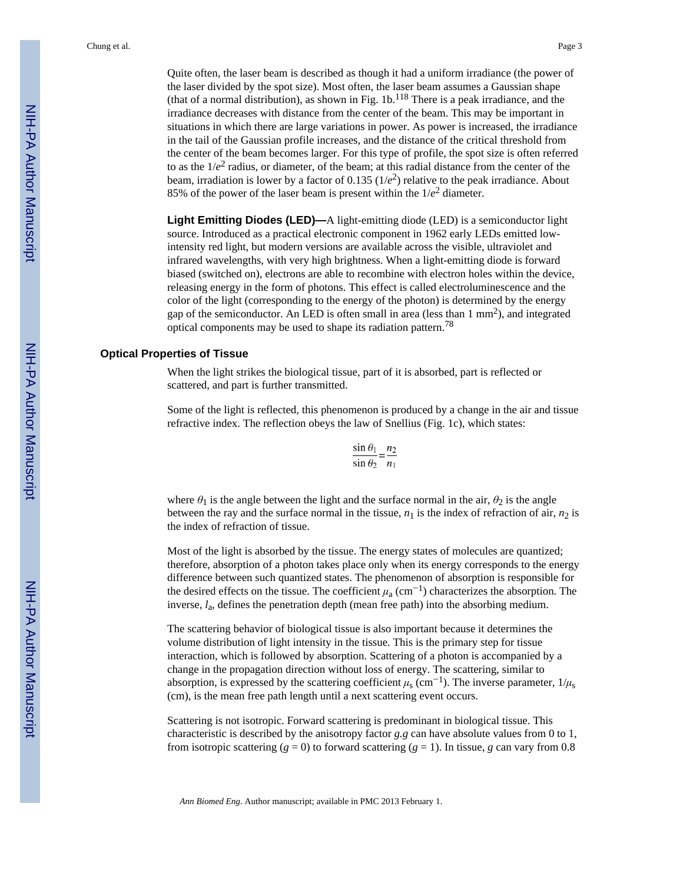Quite often, the laser beam is described as though it had a uniform irradiance (the power of the laser divided by the spot size). Most often, the laser beam assumes a Gaussian shape (that of a normal distribution), as shown in Fig. 1b.[118] There is a peak irradiance, and the irradiance decreases with distance from the center of the beam. This may be important in situations in which there are large variations in power. As power is increased, the irradiance in the tail of the Gaussian profile increases, and the distance of the critical threshold from the center of the beam becomes larger. For this type of profile, the spot size is often referred to as the $1/e^2$ radius, or diameter, of the beam; at this radial distance from the center of the beam, irradiation is lower by a factor of 0.135 ($1/e^2$) relative to the peak irradiance. About 85% of the power of the laser beam is present within the $1/e^2$ diameter.

**Light Emitting Diodes (LED)—**A light-emitting diode (LED) is a semiconductor light source. Introduced as a practical electronic component in 1962 early LEDs emitted low-intensity red light, but modern versions are available across the visible, ultraviolet and infrared wavelengths, with very high brightness. When a light-emitting diode is forward biased (switched on), electrons are able to recombine with electron holes within the device, releasing energy in the form of photons. This effect is called electroluminescence and the color of the light (corresponding to the energy of the photon) is determined by the energy gap of the semiconductor. An LED is often small in area (less than 1 $mm^2$), and integrated optical components may be used to shape its radiation pattern.[78]

## Optical Properties of Tissue

When the light strikes the biological tissue, part of it is absorbed, part is reflected or scattered, and part is further transmitted.

Some of the light is reflected, this phenomenon is produced by a change in the air and tissue refractive index. The reflection obeys the law of Snellius (Fig. 1c), which states:

$$\frac{\sin\theta_1}{\sin\theta_2}=\frac{n_2}{n_1}$$

where $\theta_1$ is the angle between the light and the surface normal in the air, $\theta_2$ is the angle between the ray and the surface normal in the tissue, $n_1$ is the index of refraction of air, $n_2$ is the index of refraction of tissue.

Most of the light is absorbed by the tissue. The energy states of molecules are quantized; therefore, absorption of a photon takes place only when its energy corresponds to the energy difference between such quantized states. The phenomenon of absorption is responsible for the desired effects on the tissue. The coefficient $\mu_a$ ($cm^{-1}$) characterizes the absorption. The inverse, $l_a$, defines the penetration depth (mean free path) into the absorbing medium.

The scattering behavior of biological tissue is also important because it determines the volume distribution of light intensity in the tissue. This is the primary step for tissue interaction, which is followed by absorption. Scattering of a photon is accompanied by a change in the propagation direction without loss of energy. The scattering, similar to absorption, is expressed by the scattering coefficient $\mu_s$ ($cm^{-1}$). The inverse parameter, $1/\mu_s$ (cm), is the mean free path length until a next scattering event occurs.

Scattering is not isotropic. Forward scattering is predominant in biological tissue. This characteristic is described by the anisotropy factor *g*.*g* can have absolute values from 0 to 1, from isotropic scattering ($g = 0$) to forward scattering ($g = 1$). In tissue, *g* can vary from 0.8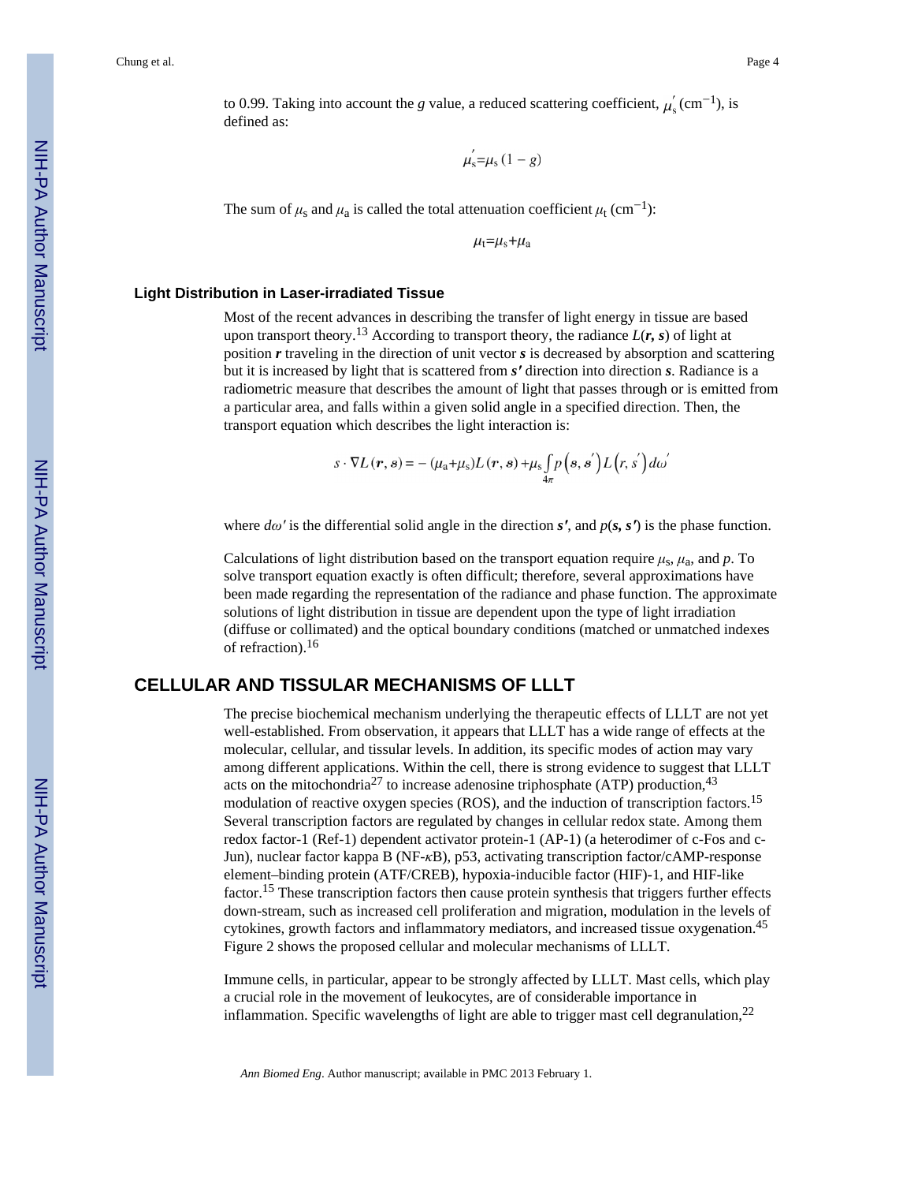to 0.99. Taking into account the *g* value, a reduced scattering coefficient, $\mu_s^{'}$ (cm$^{-1}$), is defined as:

$$\mu_s^{'}=\mu_s\,(1-g)$$

The sum of $\mu_s$ and $\mu_a$ is called the total attenuation coefficient $\mu_t$ (cm$^{-1}$):

$$\mu_t=\mu_s+\mu_a$$

### Light Distribution in Laser-irradiated Tissue

Most of the recent advances in describing the transfer of light energy in tissue are based upon transport theory.[13] According to transport theory, the radiance $L(\boldsymbol{r}, \boldsymbol{s})$ of light at position $\boldsymbol{r}$ traveling in the direction of unit vector $\boldsymbol{s}$ is decreased by absorption and scattering but it is increased by light that is scattered from $\boldsymbol{s'}$ direction into direction $\boldsymbol{s}$. Radiance is a radiometric measure that describes the amount of light that passes through or is emitted from a particular area, and falls within a given solid angle in a specified direction. Then, the transport equation which describes the light interaction is:

$$s\cdot\nabla L(\boldsymbol{r},\boldsymbol{s})=-(\mu_a+\mu_s)L(\boldsymbol{r},\boldsymbol{s})+\mu_s\int_{4\pi}p\left(\boldsymbol{s},\boldsymbol{s}^{'}\right)L\left(r,s^{'}\right)d\omega^{'}$$

where $d\omega'$ is the differential solid angle in the direction $\boldsymbol{s'}$, and $p(\boldsymbol{s}, \boldsymbol{s'})$ is the phase function.

Calculations of light distribution based on the transport equation require $\mu_s$, $\mu_a$, and $p$. To solve transport equation exactly is often difficult; therefore, several approximations have been made regarding the representation of the radiance and phase function. The approximate solutions of light distribution in tissue are dependent upon the type of light irradiation (diffuse or collimated) and the optical boundary conditions (matched or unmatched indexes of refraction).[16]

## CELLULAR AND TISSULAR MECHANISMS OF LLLT

The precise biochemical mechanism underlying the therapeutic effects of LLLT are not yet well-established. From observation, it appears that LLLT has a wide range of effects at the molecular, cellular, and tissular levels. In addition, its specific modes of action may vary among different applications. Within the cell, there is strong evidence to suggest that LLLT acts on the mitochondria[27] to increase adenosine triphosphate (ATP) production,[43] modulation of reactive oxygen species (ROS), and the induction of transcription factors.[15] Several transcription factors are regulated by changes in cellular redox state. Among them redox factor-1 (Ref-1) dependent activator protein-1 (AP-1) (a heterodimer of c-Fos and c-Jun), nuclear factor kappa B (NF-$\kappa$B), p53, activating transcription factor/cAMP-response element–binding protein (ATF/CREB), hypoxia-inducible factor (HIF)-1, and HIF-like factor.[15] These transcription factors then cause protein synthesis that triggers further effects down-stream, such as increased cell proliferation and migration, modulation in the levels of cytokines, growth factors and inflammatory mediators, and increased tissue oxygenation.[45] Figure 2 shows the proposed cellular and molecular mechanisms of LLLT.

Immune cells, in particular, appear to be strongly affected by LLLT. Mast cells, which play a crucial role in the movement of leukocytes, are of considerable importance in inflammation. Specific wavelengths of light are able to trigger mast cell degranulation,[22]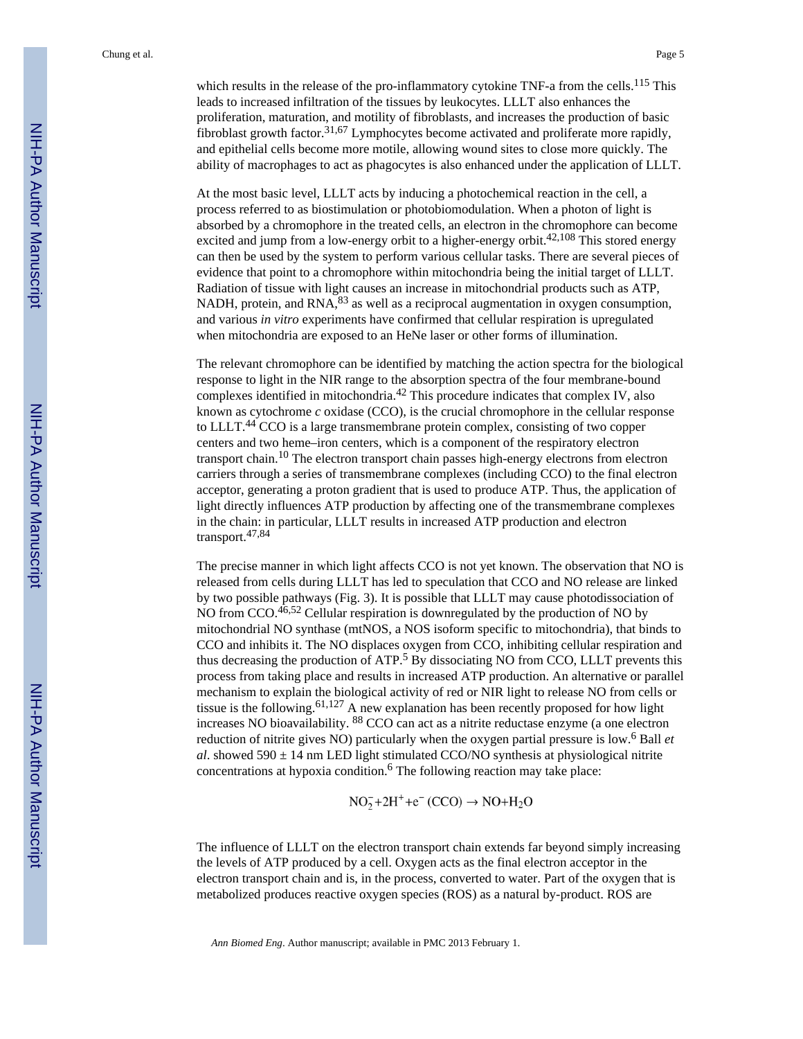which results in the release of the pro-inflammatory cytokine TNF-a from the cells.[115] This leads to increased infiltration of the tissues by leukocytes. LLLT also enhances the proliferation, maturation, and motility of fibroblasts, and increases the production of basic fibroblast growth factor.[31,67] Lymphocytes become activated and proliferate more rapidly, and epithelial cells become more motile, allowing wound sites to close more quickly. The ability of macrophages to act as phagocytes is also enhanced under the application of LLLT.

At the most basic level, LLLT acts by inducing a photochemical reaction in the cell, a process referred to as biostimulation or photobiomodulation. When a photon of light is absorbed by a chromophore in the treated cells, an electron in the chromophore can become excited and jump from a low-energy orbit to a higher-energy orbit.[42,108] This stored energy can then be used by the system to perform various cellular tasks. There are several pieces of evidence that point to a chromophore within mitochondria being the initial target of LLLT. Radiation of tissue with light causes an increase in mitochondrial products such as ATP, NADH, protein, and RNA,[83] as well as a reciprocal augmentation in oxygen consumption, and various *in vitro* experiments have confirmed that cellular respiration is upregulated when mitochondria are exposed to an HeNe laser or other forms of illumination.

The relevant chromophore can be identified by matching the action spectra for the biological response to light in the NIR range to the absorption spectra of the four membrane-bound complexes identified in mitochondria.[42] This procedure indicates that complex IV, also known as cytochrome *c* oxidase (CCO), is the crucial chromophore in the cellular response to LLLT.[44] CCO is a large transmembrane protein complex, consisting of two copper centers and two heme–iron centers, which is a component of the respiratory electron transport chain.[10] The electron transport chain passes high-energy electrons from electron carriers through a series of transmembrane complexes (including CCO) to the final electron acceptor, generating a proton gradient that is used to produce ATP. Thus, the application of light directly influences ATP production by affecting one of the transmembrane complexes in the chain: in particular, LLLT results in increased ATP production and electron transport.[47,84]

The precise manner in which light affects CCO is not yet known. The observation that NO is released from cells during LLLT has led to speculation that CCO and NO release are linked by two possible pathways (Fig. 3). It is possible that LLLT may cause photodissociation of NO from CCO.[46,52] Cellular respiration is downregulated by the production of NO by mitochondrial NO synthase (mtNOS, a NOS isoform specific to mitochondria), that binds to CCO and inhibits it. The NO displaces oxygen from CCO, inhibiting cellular respiration and thus decreasing the production of ATP.[5] By dissociating NO from CCO, LLLT prevents this process from taking place and results in increased ATP production. An alternative or parallel mechanism to explain the biological activity of red or NIR light to release NO from cells or tissue is the following.[61,127] A new explanation has been recently proposed for how light increases NO bioavailability. [88] CCO can act as a nitrite reductase enzyme (a one electron reduction of nitrite gives NO) particularly when the oxygen partial pressure is low.[6] Ball *et al*. showed 590 ± 14 nm LED light stimulated CCO/NO synthesis at physiological nitrite concentrations at hypoxia condition.[6] The following reaction may take place:

$$NO_2^- + 2H^+ + e^- \text{ (CCO)} \rightarrow NO + H_2O$$

The influence of LLLT on the electron transport chain extends far beyond simply increasing the levels of ATP produced by a cell. Oxygen acts as the final electron acceptor in the electron transport chain and is, in the process, converted to water. Part of the oxygen that is metabolized produces reactive oxygen species (ROS) as a natural by-product. ROS are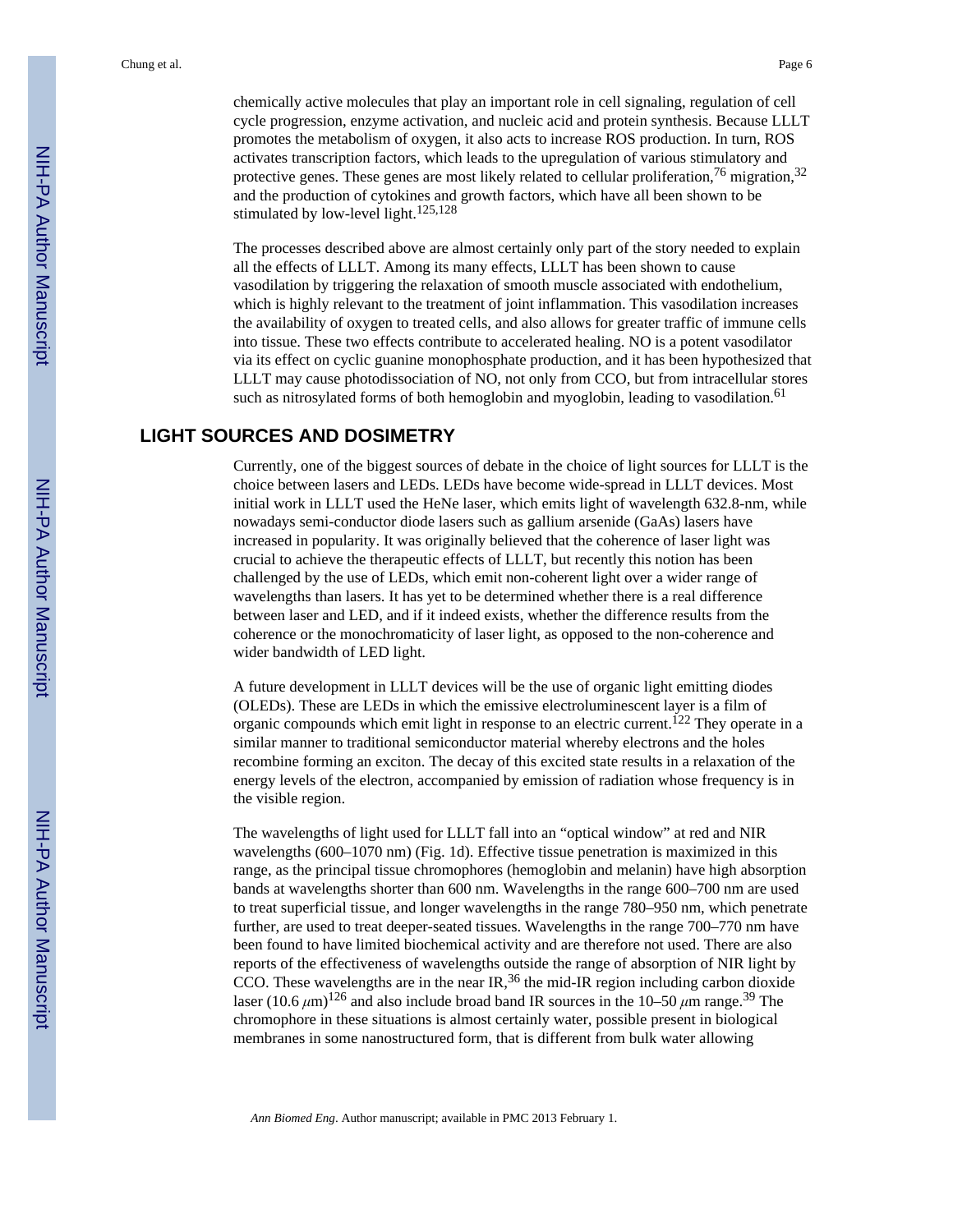chemically active molecules that play an important role in cell signaling, regulation of cell cycle progression, enzyme activation, and nucleic acid and protein synthesis. Because LLLT promotes the metabolism of oxygen, it also acts to increase ROS production. In turn, ROS activates transcription factors, which leads to the upregulation of various stimulatory and protective genes. These genes are most likely related to cellular proliferation,[76] migration,[32] and the production of cytokines and growth factors, which have all been shown to be stimulated by low-level light.[125,128]

The processes described above are almost certainly only part of the story needed to explain all the effects of LLLT. Among its many effects, LLLT has been shown to cause vasodilation by triggering the relaxation of smooth muscle associated with endothelium, which is highly relevant to the treatment of joint inflammation. This vasodilation increases the availability of oxygen to treated cells, and also allows for greater traffic of immune cells into tissue. These two effects contribute to accelerated healing. NO is a potent vasodilator via its effect on cyclic guanine monophosphate production, and it has been hypothesized that LLLT may cause photodissociation of NO, not only from CCO, but from intracellular stores such as nitrosylated forms of both hemoglobin and myoglobin, leading to vasodilation.[61]

## LIGHT SOURCES AND DOSIMETRY

Currently, one of the biggest sources of debate in the choice of light sources for LLLT is the choice between lasers and LEDs. LEDs have become wide-spread in LLLT devices. Most initial work in LLLT used the HeNe laser, which emits light of wavelength 632.8-nm, while nowadays semi-conductor diode lasers such as gallium arsenide (GaAs) lasers have increased in popularity. It was originally believed that the coherence of laser light was crucial to achieve the therapeutic effects of LLLT, but recently this notion has been challenged by the use of LEDs, which emit non-coherent light over a wider range of wavelengths than lasers. It has yet to be determined whether there is a real difference between laser and LED, and if it indeed exists, whether the difference results from the coherence or the monochromaticity of laser light, as opposed to the non-coherence and wider bandwidth of LED light.

A future development in LLLT devices will be the use of organic light emitting diodes (OLEDs). These are LEDs in which the emissive electroluminescent layer is a film of organic compounds which emit light in response to an electric current.[122] They operate in a similar manner to traditional semiconductor material whereby electrons and the holes recombine forming an exciton. The decay of this excited state results in a relaxation of the energy levels of the electron, accompanied by emission of radiation whose frequency is in the visible region.

The wavelengths of light used for LLLT fall into an "optical window" at red and NIR wavelengths (600–1070 nm) (Fig. 1d). Effective tissue penetration is maximized in this range, as the principal tissue chromophores (hemoglobin and melanin) have high absorption bands at wavelengths shorter than 600 nm. Wavelengths in the range 600–700 nm are used to treat superficial tissue, and longer wavelengths in the range 780–950 nm, which penetrate further, are used to treat deeper-seated tissues. Wavelengths in the range 700–770 nm have been found to have limited biochemical activity and are therefore not used. There are also reports of the effectiveness of wavelengths outside the range of absorption of NIR light by CCO. These wavelengths are in the near IR,[36] the mid-IR region including carbon dioxide laser (10.6 $\mu$m)[126] and also include broad band IR sources in the 10–50 $\mu$m range.[39] The chromophore in these situations is almost certainly water, possible present in biological membranes in some nanostructured form, that is different from bulk water allowing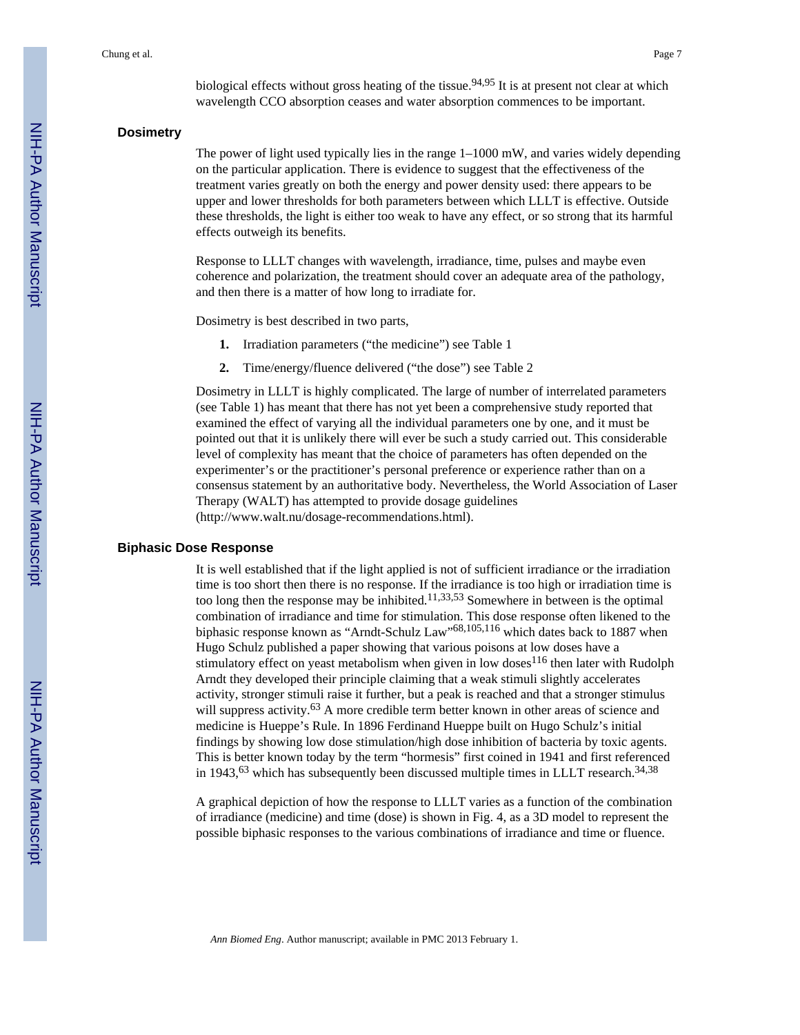biological effects without gross heating of the tissue.[94,95] It is at present not clear at which wavelength CCO absorption ceases and water absorption commences to be important.

## Dosimetry

The power of light used typically lies in the range 1–1000 mW, and varies widely depending on the particular application. There is evidence to suggest that the effectiveness of the treatment varies greatly on both the energy and power density used: there appears to be upper and lower thresholds for both parameters between which LLLT is effective. Outside these thresholds, the light is either too weak to have any effect, or so strong that its harmful effects outweigh its benefits.

Response to LLLT changes with wavelength, irradiance, time, pulses and maybe even coherence and polarization, the treatment should cover an adequate area of the pathology, and then there is a matter of how long to irradiate for.

Dosimetry is best described in two parts,

1. Irradiation parameters ("the medicine") see Table 1
2. Time/energy/fluence delivered ("the dose") see Table 2

Dosimetry in LLLT is highly complicated. The large of number of interrelated parameters (see Table 1) has meant that there has not yet been a comprehensive study reported that examined the effect of varying all the individual parameters one by one, and it must be pointed out that it is unlikely there will ever be such a study carried out. This considerable level of complexity has meant that the choice of parameters has often depended on the experimenter's or the practitioner's personal preference or experience rather than on a consensus statement by an authoritative body. Nevertheless, the World Association of Laser Therapy (WALT) has attempted to provide dosage guidelines (http://www.walt.nu/dosage-recommendations.html).

## Biphasic Dose Response

It is well established that if the light applied is not of sufficient irradiance or the irradiation time is too short then there is no response. If the irradiance is too high or irradiation time is too long then the response may be inhibited.[11,33,53] Somewhere in between is the optimal combination of irradiance and time for stimulation. This dose response often likened to the biphasic response known as "Arndt-Schulz Law"[68,105,116] which dates back to 1887 when Hugo Schulz published a paper showing that various poisons at low doses have a stimulatory effect on yeast metabolism when given in low doses[116] then later with Rudolph Arndt they developed their principle claiming that a weak stimuli slightly accelerates activity, stronger stimuli raise it further, but a peak is reached and that a stronger stimulus will suppress activity.[63] A more credible term better known in other areas of science and medicine is Hueppe's Rule. In 1896 Ferdinand Hueppe built on Hugo Schulz's initial findings by showing low dose stimulation/high dose inhibition of bacteria by toxic agents. This is better known today by the term "hormesis" first coined in 1941 and first referenced in 1943,[63] which has subsequently been discussed multiple times in LLLT research.[34,38]

A graphical depiction of how the response to LLLT varies as a function of the combination of irradiance (medicine) and time (dose) is shown in Fig. 4, as a 3D model to represent the possible biphasic responses to the various combinations of irradiance and time or fluence.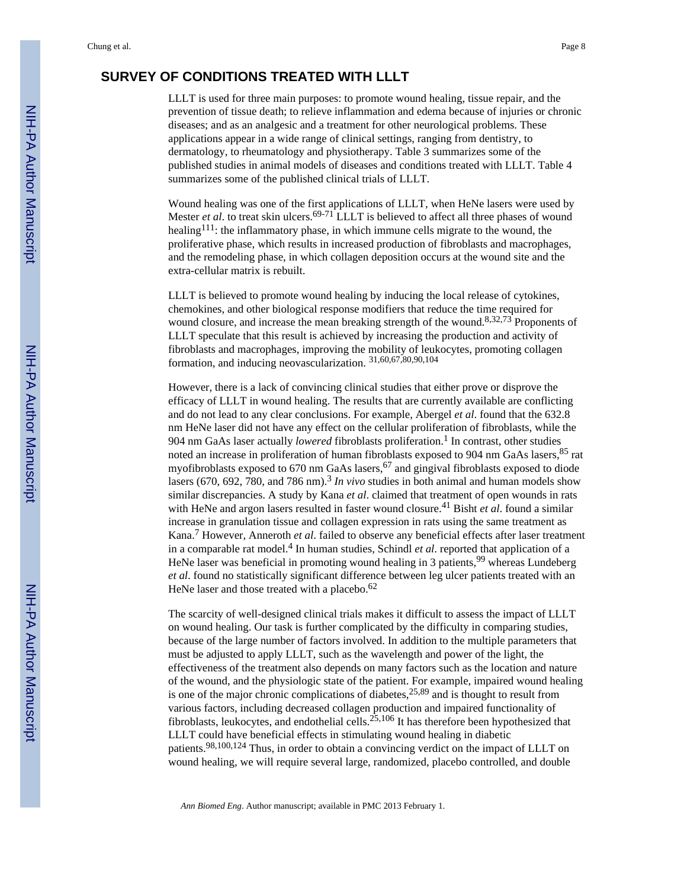## SURVEY OF CONDITIONS TREATED WITH LLLT

LLLT is used for three main purposes: to promote wound healing, tissue repair, and the prevention of tissue death; to relieve inflammation and edema because of injuries or chronic diseases; and as an analgesic and a treatment for other neurological problems. These applications appear in a wide range of clinical settings, ranging from dentistry, to dermatology, to rheumatology and physiotherapy. Table 3 summarizes some of the published studies in animal models of diseases and conditions treated with LLLT. Table 4 summarizes some of the published clinical trials of LLLT.

Wound healing was one of the first applications of LLLT, when HeNe lasers were used by Mester *et al*. to treat skin ulcers.[69-71] LLLT is believed to affect all three phases of wound healing[111]: the inflammatory phase, in which immune cells migrate to the wound, the proliferative phase, which results in increased production of fibroblasts and macrophages, and the remodeling phase, in which collagen deposition occurs at the wound site and the extra-cellular matrix is rebuilt.

LLLT is believed to promote wound healing by inducing the local release of cytokines, chemokines, and other biological response modifiers that reduce the time required for wound closure, and increase the mean breaking strength of the wound.[8,32,73] Proponents of LLLT speculate that this result is achieved by increasing the production and activity of fibroblasts and macrophages, improving the mobility of leukocytes, promoting collagen formation, and inducing neovascularization. [31,60,67,80,90,104]

However, there is a lack of convincing clinical studies that either prove or disprove the efficacy of LLLT in wound healing. The results that are currently available are conflicting and do not lead to any clear conclusions. For example, Abergel *et al*. found that the 632.8 nm HeNe laser did not have any effect on the cellular proliferation of fibroblasts, while the 904 nm GaAs laser actually *lowered* fibroblasts proliferation.[1] In contrast, other studies noted an increase in proliferation of human fibroblasts exposed to 904 nm GaAs lasers,[85] rat myofibroblasts exposed to 670 nm GaAs lasers,[67] and gingival fibroblasts exposed to diode lasers (670, 692, 780, and 786 nm).[3] *In vivo* studies in both animal and human models show similar discrepancies. A study by Kana *et al*. claimed that treatment of open wounds in rats with HeNe and argon lasers resulted in faster wound closure.[41] Bisht *et al*. found a similar increase in granulation tissue and collagen expression in rats using the same treatment as Kana.[7] However, Anneroth *et al*. failed to observe any beneficial effects after laser treatment in a comparable rat model.[4] In human studies, Schindl *et al*. reported that application of a HeNe laser was beneficial in promoting wound healing in 3 patients,[99] whereas Lundeberg *et al*. found no statistically significant difference between leg ulcer patients treated with an HeNe laser and those treated with a placebo.[62]

The scarcity of well-designed clinical trials makes it difficult to assess the impact of LLLT on wound healing. Our task is further complicated by the difficulty in comparing studies, because of the large number of factors involved. In addition to the multiple parameters that must be adjusted to apply LLLT, such as the wavelength and power of the light, the effectiveness of the treatment also depends on many factors such as the location and nature of the wound, and the physiologic state of the patient. For example, impaired wound healing is one of the major chronic complications of diabetes,[25,89] and is thought to result from various factors, including decreased collagen production and impaired functionality of fibroblasts, leukocytes, and endothelial cells.[25,106] It has therefore been hypothesized that LLLT could have beneficial effects in stimulating wound healing in diabetic patients.[98,100,124] Thus, in order to obtain a convincing verdict on the impact of LLLT on wound healing, we will require several large, randomized, placebo controlled, and double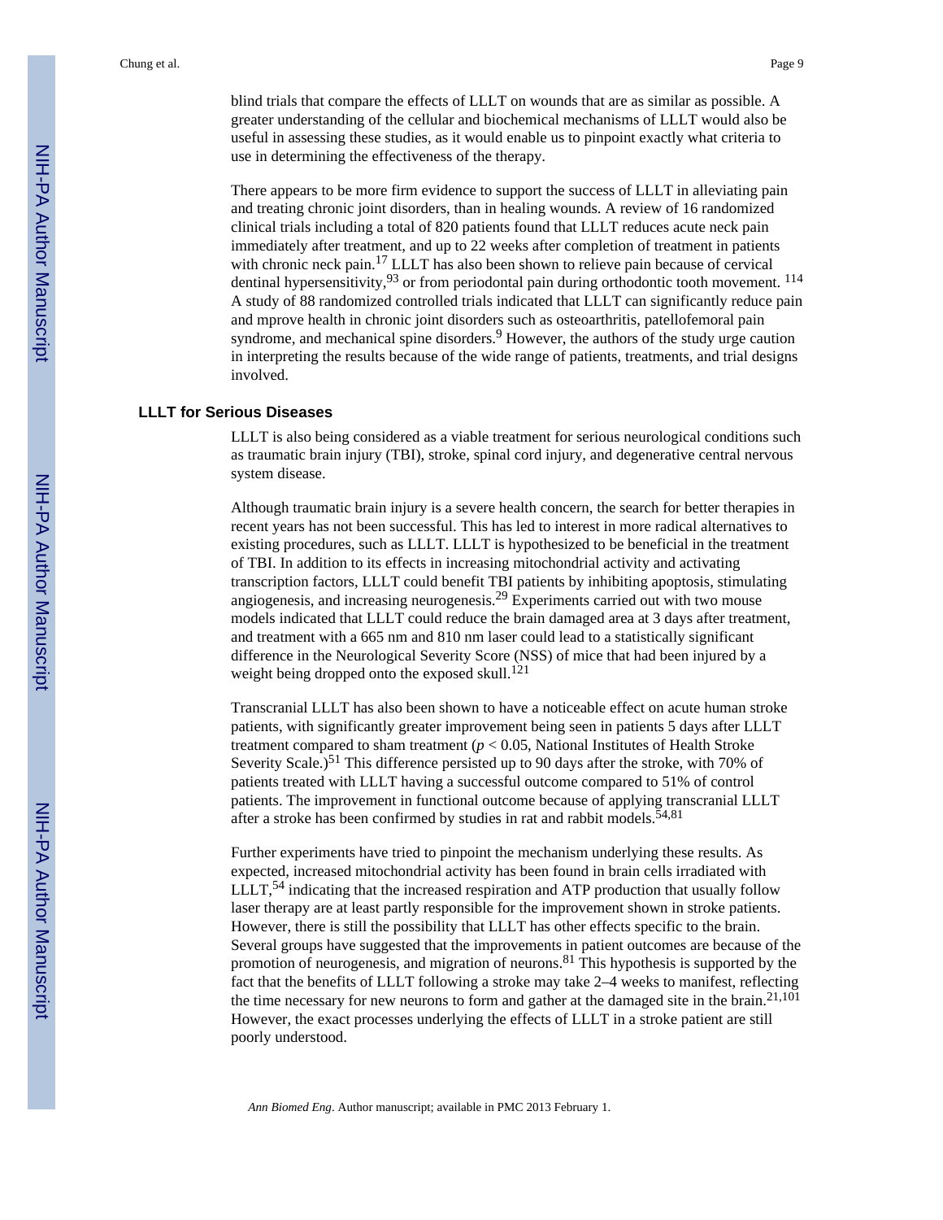blind trials that compare the effects of LLLT on wounds that are as similar as possible. A greater understanding of the cellular and biochemical mechanisms of LLLT would also be useful in assessing these studies, as it would enable us to pinpoint exactly what criteria to use in determining the effectiveness of the therapy.

There appears to be more firm evidence to support the success of LLLT in alleviating pain and treating chronic joint disorders, than in healing wounds. A review of 16 randomized clinical trials including a total of 820 patients found that LLLT reduces acute neck pain immediately after treatment, and up to 22 weeks after completion of treatment in patients with chronic neck pain.[17] LLLT has also been shown to relieve pain because of cervical dentinal hypersensitivity,[93] or from periodontal pain during orthodontic tooth movement. [114] A study of 88 randomized controlled trials indicated that LLLT can significantly reduce pain and mprove health in chronic joint disorders such as osteoarthritis, patellofemoral pain syndrome, and mechanical spine disorders.[9] However, the authors of the study urge caution in interpreting the results because of the wide range of patients, treatments, and trial designs involved.

## LLLT for Serious Diseases

LLLT is also being considered as a viable treatment for serious neurological conditions such as traumatic brain injury (TBI), stroke, spinal cord injury, and degenerative central nervous system disease.

Although traumatic brain injury is a severe health concern, the search for better therapies in recent years has not been successful. This has led to interest in more radical alternatives to existing procedures, such as LLLT. LLLT is hypothesized to be beneficial in the treatment of TBI. In addition to its effects in increasing mitochondrial activity and activating transcription factors, LLLT could benefit TBI patients by inhibiting apoptosis, stimulating angiogenesis, and increasing neurogenesis.[29] Experiments carried out with two mouse models indicated that LLLT could reduce the brain damaged area at 3 days after treatment, and treatment with a 665 nm and 810 nm laser could lead to a statistically significant difference in the Neurological Severity Score (NSS) of mice that had been injured by a weight being dropped onto the exposed skull.[121]

Transcranial LLLT has also been shown to have a noticeable effect on acute human stroke patients, with significantly greater improvement being seen in patients 5 days after LLLT treatment compared to sham treatment ($p < 0.05$, National Institutes of Health Stroke Severity Scale.)[51] This difference persisted up to 90 days after the stroke, with 70% of patients treated with LLLT having a successful outcome compared to 51% of control patients. The improvement in functional outcome because of applying transcranial LLLT after a stroke has been confirmed by studies in rat and rabbit models.[54,81]

Further experiments have tried to pinpoint the mechanism underlying these results. As expected, increased mitochondrial activity has been found in brain cells irradiated with LLLT,[54] indicating that the increased respiration and ATP production that usually follow laser therapy are at least partly responsible for the improvement shown in stroke patients. However, there is still the possibility that LLLT has other effects specific to the brain. Several groups have suggested that the improvements in patient outcomes are because of the promotion of neurogenesis, and migration of neurons.[81] This hypothesis is supported by the fact that the benefits of LLLT following a stroke may take 2–4 weeks to manifest, reflecting the time necessary for new neurons to form and gather at the damaged site in the brain.[21,101] However, the exact processes underlying the effects of LLLT in a stroke patient are still poorly understood.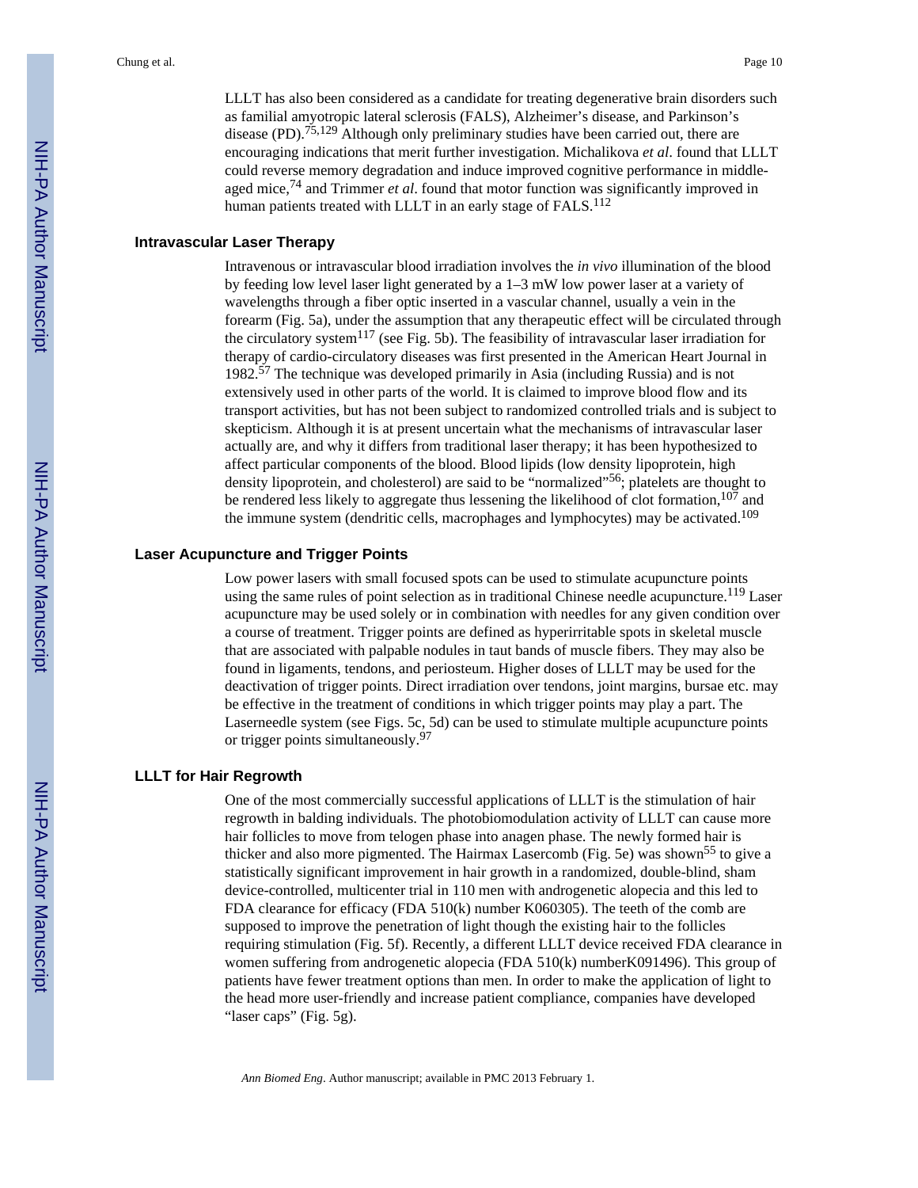LLLT has also been considered as a candidate for treating degenerative brain disorders such as familial amyotropic lateral sclerosis (FALS), Alzheimer's disease, and Parkinson's disease (PD).[75,129] Although only preliminary studies have been carried out, there are encouraging indications that merit further investigation. Michalikova *et al*. found that LLLT could reverse memory degradation and induce improved cognitive performance in middle-aged mice,[74] and Trimmer *et al*. found that motor function was significantly improved in human patients treated with LLLT in an early stage of FALS.[112]

## Intravascular Laser Therapy

Intravenous or intravascular blood irradiation involves the *in vivo* illumination of the blood by feeding low level laser light generated by a 1–3 mW low power laser at a variety of wavelengths through a fiber optic inserted in a vascular channel, usually a vein in the forearm (Fig. 5a), under the assumption that any therapeutic effect will be circulated through the circulatory system[117] (see Fig. 5b). The feasibility of intravascular laser irradiation for therapy of cardio-circulatory diseases was first presented in the American Heart Journal in 1982.[57] The technique was developed primarily in Asia (including Russia) and is not extensively used in other parts of the world. It is claimed to improve blood flow and its transport activities, but has not been subject to randomized controlled trials and is subject to skepticism. Although it is at present uncertain what the mechanisms of intravascular laser actually are, and why it differs from traditional laser therapy; it has been hypothesized to affect particular components of the blood. Blood lipids (low density lipoprotein, high density lipoprotein, and cholesterol) are said to be "normalized"[56]; platelets are thought to be rendered less likely to aggregate thus lessening the likelihood of clot formation,[107] and the immune system (dendritic cells, macrophages and lymphocytes) may be activated.[109]

## Laser Acupuncture and Trigger Points

Low power lasers with small focused spots can be used to stimulate acupuncture points using the same rules of point selection as in traditional Chinese needle acupuncture.[119] Laser acupuncture may be used solely or in combination with needles for any given condition over a course of treatment. Trigger points are defined as hyperirritable spots in skeletal muscle that are associated with palpable nodules in taut bands of muscle fibers. They may also be found in ligaments, tendons, and periosteum. Higher doses of LLLT may be used for the deactivation of trigger points. Direct irradiation over tendons, joint margins, bursae etc. may be effective in the treatment of conditions in which trigger points may play a part. The Laserneedle system (see Figs. 5c, 5d) can be used to stimulate multiple acupuncture points or trigger points simultaneously.[97]

## LLLT for Hair Regrowth

One of the most commercially successful applications of LLLT is the stimulation of hair regrowth in balding individuals. The photobiomodulation activity of LLLT can cause more hair follicles to move from telogen phase into anagen phase. The newly formed hair is thicker and also more pigmented. The Hairmax Lasercomb (Fig. 5e) was shown[55] to give a statistically significant improvement in hair growth in a randomized, double-blind, sham device-controlled, multicenter trial in 110 men with androgenetic alopecia and this led to FDA clearance for efficacy (FDA 510(k) number K060305). The teeth of the comb are supposed to improve the penetration of light though the existing hair to the follicles requiring stimulation (Fig. 5f). Recently, a different LLLT device received FDA clearance in women suffering from androgenetic alopecia (FDA 510(k) numberK091496). This group of patients have fewer treatment options than men. In order to make the application of light to the head more user-friendly and increase patient compliance, companies have developed "laser caps" (Fig. 5g).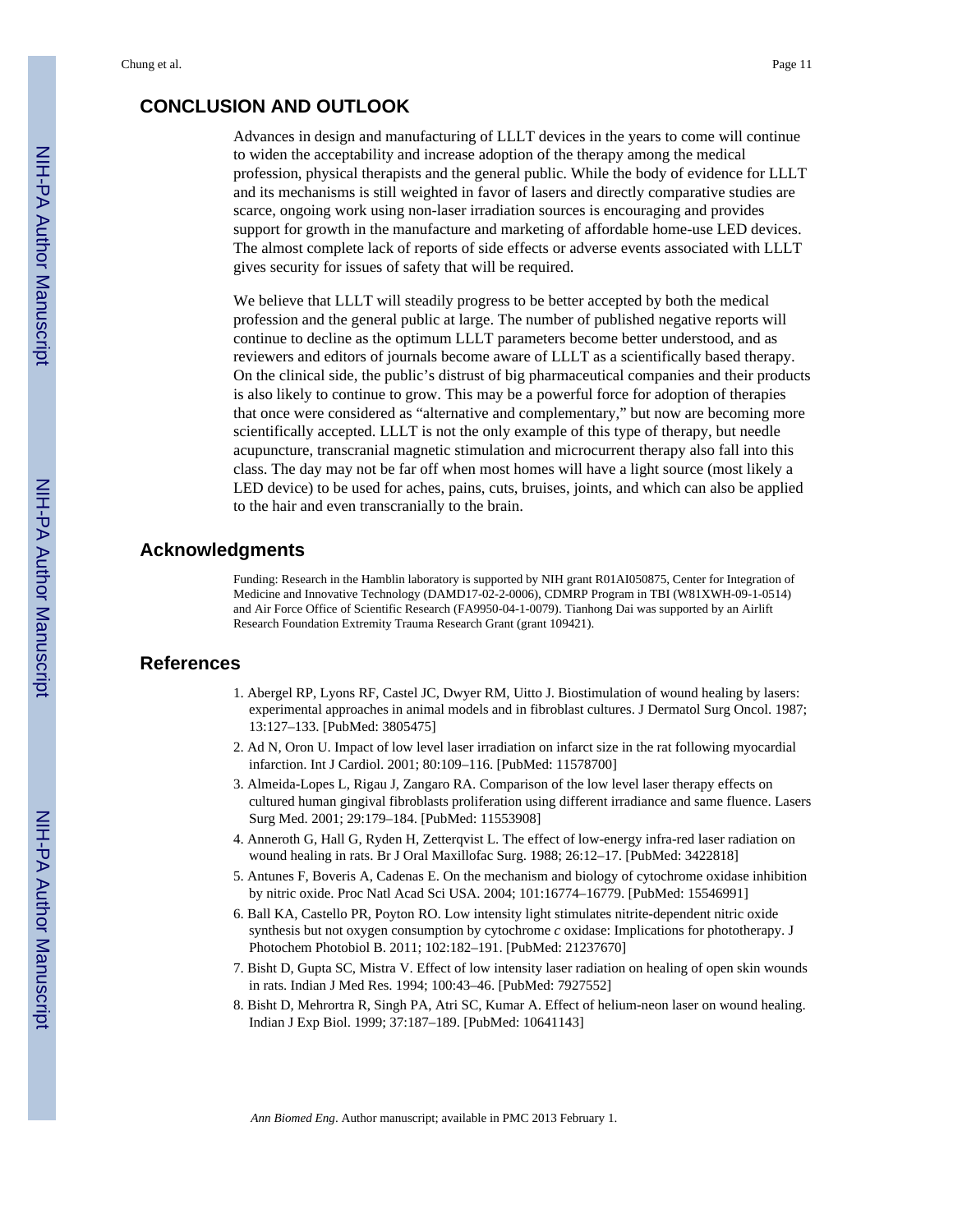## CONCLUSION AND OUTLOOK

Advances in design and manufacturing of LLLT devices in the years to come will continue to widen the acceptability and increase adoption of the therapy among the medical profession, physical therapists and the general public. While the body of evidence for LLLT and its mechanisms is still weighted in favor of lasers and directly comparative studies are scarce, ongoing work using non-laser irradiation sources is encouraging and provides support for growth in the manufacture and marketing of affordable home-use LED devices. The almost complete lack of reports of side effects or adverse events associated with LLLT gives security for issues of safety that will be required.

We believe that LLLT will steadily progress to be better accepted by both the medical profession and the general public at large. The number of published negative reports will continue to decline as the optimum LLLT parameters become better understood, and as reviewers and editors of journals become aware of LLLT as a scientifically based therapy. On the clinical side, the public's distrust of big pharmaceutical companies and their products is also likely to continue to grow. This may be a powerful force for adoption of therapies that once were considered as "alternative and complementary," but now are becoming more scientifically accepted. LLLT is not the only example of this type of therapy, but needle acupuncture, transcranial magnetic stimulation and microcurrent therapy also fall into this class. The day may not be far off when most homes will have a light source (most likely a LED device) to be used for aches, pains, cuts, bruises, joints, and which can also be applied to the hair and even transcranially to the brain.

## Acknowledgments

Funding: Research in the Hamblin laboratory is supported by NIH grant R01AI050875, Center for Integration of Medicine and Innovative Technology (DAMD17-02-2-0006), CDMRP Program in TBI (W81XWH-09-1-0514) and Air Force Office of Scientific Research (FA9950-04-1-0079). Tianhong Dai was supported by an Airlift Research Foundation Extremity Trauma Research Grant (grant 109421).

## References

1. Abergel RP, Lyons RF, Castel JC, Dwyer RM, Uitto J. Biostimulation of wound healing by lasers: experimental approaches in animal models and in fibroblast cultures. J Dermatol Surg Oncol. 1987; 13:127–133. [PubMed: 3805475]
2. Ad N, Oron U. Impact of low level laser irradiation on infarct size in the rat following myocardial infarction. Int J Cardiol. 2001; 80:109–116. [PubMed: 11578700]
3. Almeida-Lopes L, Rigau J, Zangaro RA. Comparison of the low level laser therapy effects on cultured human gingival fibroblasts proliferation using different irradiance and same fluence. Lasers Surg Med. 2001; 29:179–184. [PubMed: 11553908]
4. Anneroth G, Hall G, Ryden H, Zetterqvist L. The effect of low-energy infra-red laser radiation on wound healing in rats. Br J Oral Maxillofac Surg. 1988; 26:12–17. [PubMed: 3422818]
5. Antunes F, Boveris A, Cadenas E. On the mechanism and biology of cytochrome oxidase inhibition by nitric oxide. Proc Natl Acad Sci USA. 2004; 101:16774–16779. [PubMed: 15546991]
6. Ball KA, Castello PR, Poyton RO. Low intensity light stimulates nitrite-dependent nitric oxide synthesis but not oxygen consumption by cytochrome *c* oxidase: Implications for phototherapy. J Photochem Photobiol B. 2011; 102:182–191. [PubMed: 21237670]
7. Bisht D, Gupta SC, Mistra V. Effect of low intensity laser radiation on healing of open skin wounds in rats. Indian J Med Res. 1994; 100:43–46. [PubMed: 7927552]
8. Bisht D, Mehrortra R, Singh PA, Atri SC, Kumar A. Effect of helium-neon laser on wound healing. Indian J Exp Biol. 1999; 37:187–189. [PubMed: 10641143]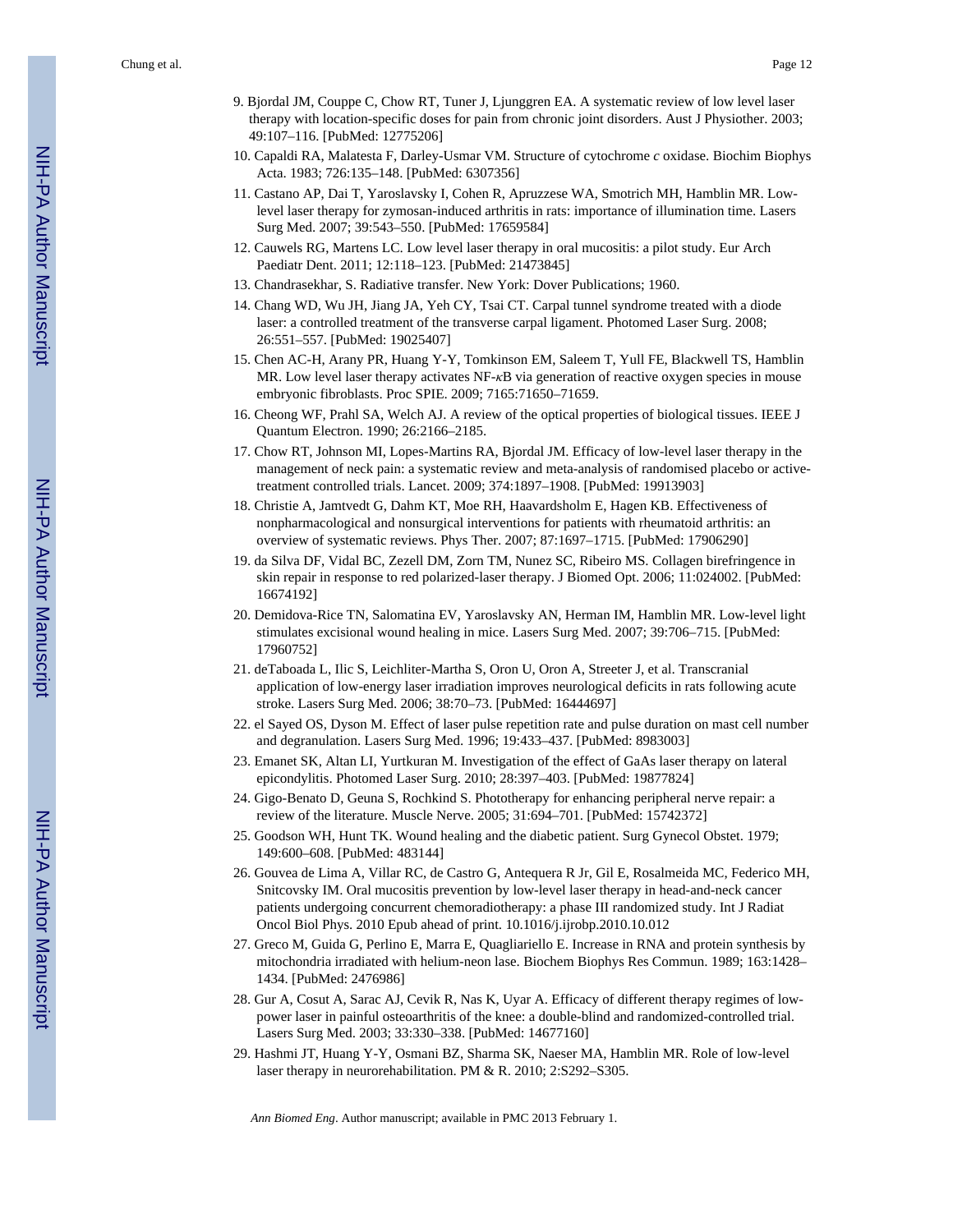9. Bjordal JM, Couppe C, Chow RT, Tuner J, Ljunggren EA. A systematic review of low level laser therapy with location-specific doses for pain from chronic joint disorders. Aust J Physiother. 2003; 49:107–116. [PubMed: 12775206]
10. Capaldi RA, Malatesta F, Darley-Usmar VM. Structure of cytochrome *c* oxidase. Biochim Biophys Acta. 1983; 726:135–148. [PubMed: 6307356]
11. Castano AP, Dai T, Yaroslavsky I, Cohen R, Apruzzese WA, Smotrich MH, Hamblin MR. Low-level laser therapy for zymosan-induced arthritis in rats: importance of illumination time. Lasers Surg Med. 2007; 39:543–550. [PubMed: 17659584]
12. Cauwels RG, Martens LC. Low level laser therapy in oral mucositis: a pilot study. Eur Arch Paediatr Dent. 2011; 12:118–123. [PubMed: 21473845]
13. Chandrasekhar, S. Radiative transfer. New York: Dover Publications; 1960.
14. Chang WD, Wu JH, Jiang JA, Yeh CY, Tsai CT. Carpal tunnel syndrome treated with a diode laser: a controlled treatment of the transverse carpal ligament. Photomed Laser Surg. 2008; 26:551–557. [PubMed: 19025407]
15. Chen AC-H, Arany PR, Huang Y-Y, Tomkinson EM, Saleem T, Yull FE, Blackwell TS, Hamblin MR. Low level laser therapy activates NF-$\kappa$B via generation of reactive oxygen species in mouse embryonic fibroblasts. Proc SPIE. 2009; 7165:71650–71659.
16. Cheong WF, Prahl SA, Welch AJ. A review of the optical properties of biological tissues. IEEE J Quantum Electron. 1990; 26:2166–2185.
17. Chow RT, Johnson MI, Lopes-Martins RA, Bjordal JM. Efficacy of low-level laser therapy in the management of neck pain: a systematic review and meta-analysis of randomised placebo or active-treatment controlled trials. Lancet. 2009; 374:1897–1908. [PubMed: 19913903]
18. Christie A, Jamtvedt G, Dahm KT, Moe RH, Haavardsholm E, Hagen KB. Effectiveness of nonpharmacological and nonsurgical interventions for patients with rheumatoid arthritis: an overview of systematic reviews. Phys Ther. 2007; 87:1697–1715. [PubMed: 17906290]
19. da Silva DF, Vidal BC, Zezell DM, Zorn TM, Nunez SC, Ribeiro MS. Collagen birefringence in skin repair in response to red polarized-laser therapy. J Biomed Opt. 2006; 11:024002. [PubMed: 16674192]
20. Demidova-Rice TN, Salomatina EV, Yaroslavsky AN, Herman IM, Hamblin MR. Low-level light stimulates excisional wound healing in mice. Lasers Surg Med. 2007; 39:706–715. [PubMed: 17960752]
21. deTaboada L, Ilic S, Leichliter-Martha S, Oron U, Oron A, Streeter J, et al. Transcranial application of low-energy laser irradiation improves neurological deficits in rats following acute stroke. Lasers Surg Med. 2006; 38:70–73. [PubMed: 16444697]
22. el Sayed OS, Dyson M. Effect of laser pulse repetition rate and pulse duration on mast cell number and degranulation. Lasers Surg Med. 1996; 19:433–437. [PubMed: 8983003]
23. Emanet SK, Altan LI, Yurtkuran M. Investigation of the effect of GaAs laser therapy on lateral epicondylitis. Photomed Laser Surg. 2010; 28:397–403. [PubMed: 19877824]
24. Gigo-Benato D, Geuna S, Rochkind S. Phototherapy for enhancing peripheral nerve repair: a review of the literature. Muscle Nerve. 2005; 31:694–701. [PubMed: 15742372]
25. Goodson WH, Hunt TK. Wound healing and the diabetic patient. Surg Gynecol Obstet. 1979; 149:600–608. [PubMed: 483144]
26. Gouvea de Lima A, Villar RC, de Castro G, Antequera R Jr, Gil E, Rosalmeida MC, Federico MH, Snitcovsky IM. Oral mucositis prevention by low-level laser therapy in head-and-neck cancer patients undergoing concurrent chemoradiotherapy: a phase III randomized study. Int J Radiat Oncol Biol Phys. 2010 Epub ahead of print. 10.1016/j.ijrobp.2010.10.012
27. Greco M, Guida G, Perlino E, Marra E, Quagliariello E. Increase in RNA and protein synthesis by mitochondria irradiated with helium-neon lase. Biochem Biophys Res Commun. 1989; 163:1428–1434. [PubMed: 2476986]
28. Gur A, Cosut A, Sarac AJ, Cevik R, Nas K, Uyar A. Efficacy of different therapy regimes of low-power laser in painful osteoarthritis of the knee: a double-blind and randomized-controlled trial. Lasers Surg Med. 2003; 33:330–338. [PubMed: 14677160]
29. Hashmi JT, Huang Y-Y, Osmani BZ, Sharma SK, Naeser MA, Hamblin MR. Role of low-level laser therapy in neurorehabilitation. PM & R. 2010; 2:S292–S305.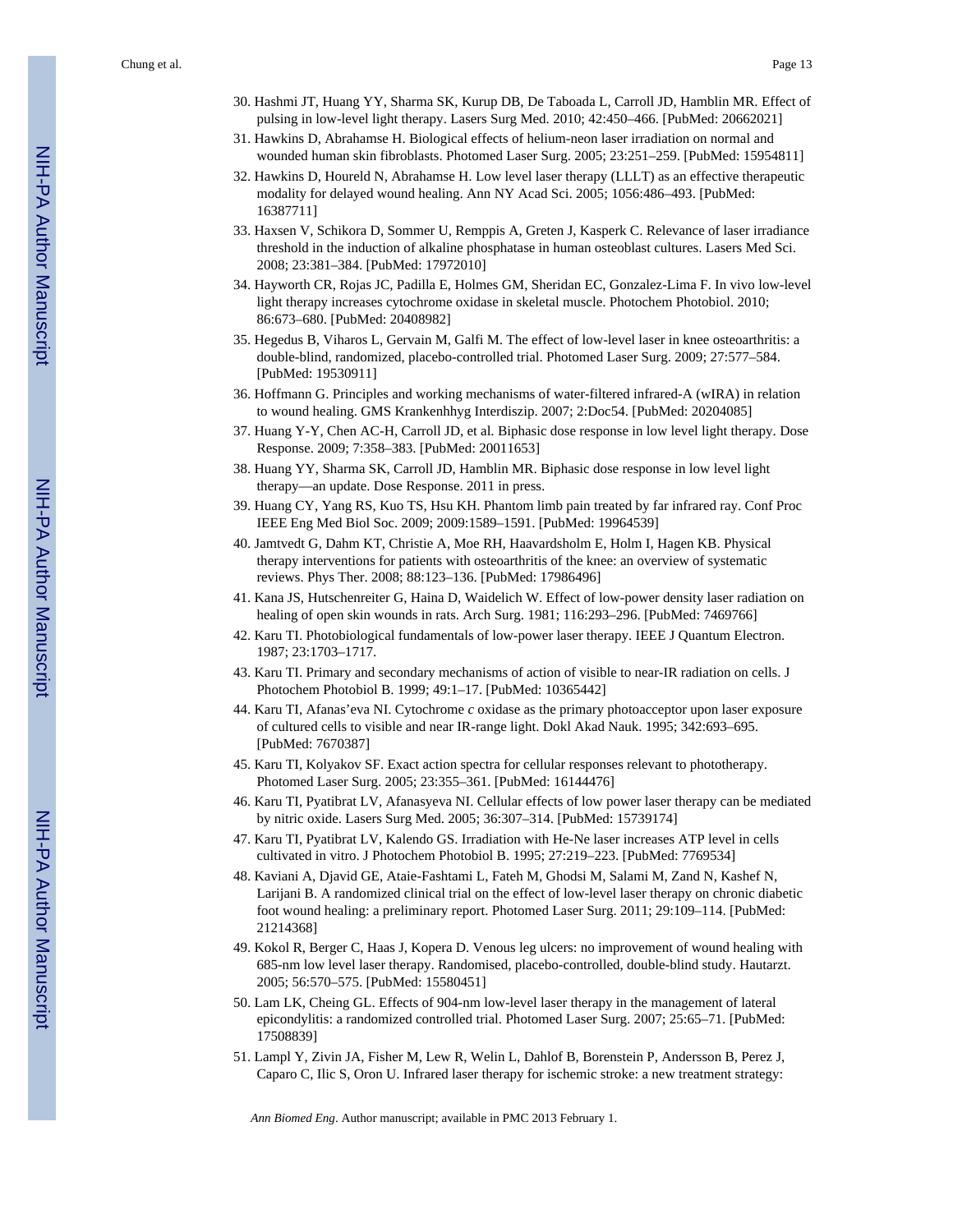30. Hashmi JT, Huang YY, Sharma SK, Kurup DB, De Taboada L, Carroll JD, Hamblin MR. Effect of pulsing in low-level light therapy. Lasers Surg Med. 2010; 42:450–466. [PubMed: 20662021]
31. Hawkins D, Abrahamse H. Biological effects of helium-neon laser irradiation on normal and wounded human skin fibroblasts. Photomed Laser Surg. 2005; 23:251–259. [PubMed: 15954811]
32. Hawkins D, Houreld N, Abrahamse H. Low level laser therapy (LLLT) as an effective therapeutic modality for delayed wound healing. Ann NY Acad Sci. 2005; 1056:486–493. [PubMed: 16387711]
33. Haxsen V, Schikora D, Sommer U, Remppis A, Greten J, Kasperk C. Relevance of laser irradiance threshold in the induction of alkaline phosphatase in human osteoblast cultures. Lasers Med Sci. 2008; 23:381–384. [PubMed: 17972010]
34. Hayworth CR, Rojas JC, Padilla E, Holmes GM, Sheridan EC, Gonzalez-Lima F. In vivo low-level light therapy increases cytochrome oxidase in skeletal muscle. Photochem Photobiol. 2010; 86:673–680. [PubMed: 20408982]
35. Hegedus B, Viharos L, Gervain M, Galfi M. The effect of low-level laser in knee osteoarthritis: a double-blind, randomized, placebo-controlled trial. Photomed Laser Surg. 2009; 27:577–584. [PubMed: 19530911]
36. Hoffmann G. Principles and working mechanisms of water-filtered infrared-A (wIRA) in relation to wound healing. GMS Krankenhhyg Interdiszip. 2007; 2:Doc54. [PubMed: 20204085]
37. Huang Y-Y, Chen AC-H, Carroll JD, et al. Biphasic dose response in low level light therapy. Dose Response. 2009; 7:358–383. [PubMed: 20011653]
38. Huang YY, Sharma SK, Carroll JD, Hamblin MR. Biphasic dose response in low level light therapy—an update. Dose Response. 2011 in press.
39. Huang CY, Yang RS, Kuo TS, Hsu KH. Phantom limb pain treated by far infrared ray. Conf Proc IEEE Eng Med Biol Soc. 2009; 2009:1589–1591. [PubMed: 19964539]
40. Jamtvedt G, Dahm KT, Christie A, Moe RH, Haavardsholm E, Holm I, Hagen KB. Physical therapy interventions for patients with osteoarthritis of the knee: an overview of systematic reviews. Phys Ther. 2008; 88:123–136. [PubMed: 17986496]
41. Kana JS, Hutschenreiter G, Haina D, Waidelich W. Effect of low-power density laser radiation on healing of open skin wounds in rats. Arch Surg. 1981; 116:293–296. [PubMed: 7469766]
42. Karu TI. Photobiological fundamentals of low-power laser therapy. IEEE J Quantum Electron. 1987; 23:1703–1717.
43. Karu TI. Primary and secondary mechanisms of action of visible to near-IR radiation on cells. J Photochem Photobiol B. 1999; 49:1–17. [PubMed: 10365442]
44. Karu TI, Afanas'eva NI. Cytochrome *c* oxidase as the primary photoacceptor upon laser exposure of cultured cells to visible and near IR-range light. Dokl Akad Nauk. 1995; 342:693–695. [PubMed: 7670387]
45. Karu TI, Kolyakov SF. Exact action spectra for cellular responses relevant to phototherapy. Photomed Laser Surg. 2005; 23:355–361. [PubMed: 16144476]
46. Karu TI, Pyatibrat LV, Afanasyeva NI. Cellular effects of low power laser therapy can be mediated by nitric oxide. Lasers Surg Med. 2005; 36:307–314. [PubMed: 15739174]
47. Karu TI, Pyatibrat LV, Kalendo GS. Irradiation with He-Ne laser increases ATP level in cells cultivated in vitro. J Photochem Photobiol B. 1995; 27:219–223. [PubMed: 7769534]
48. Kaviani A, Djavid GE, Ataie-Fashtami L, Fateh M, Ghodsi M, Salami M, Zand N, Kashef N, Larijani B. A randomized clinical trial on the effect of low-level laser therapy on chronic diabetic foot wound healing: a preliminary report. Photomed Laser Surg. 2011; 29:109–114. [PubMed: 21214368]
49. Kokol R, Berger C, Haas J, Kopera D. Venous leg ulcers: no improvement of wound healing with 685-nm low level laser therapy. Randomised, placebo-controlled, double-blind study. Hautarzt. 2005; 56:570–575. [PubMed: 15580451]
50. Lam LK, Cheing GL. Effects of 904-nm low-level laser therapy in the management of lateral epicondylitis: a randomized controlled trial. Photomed Laser Surg. 2007; 25:65–71. [PubMed: 17508839]
51. Lampl Y, Zivin JA, Fisher M, Lew R, Welin L, Dahlof B, Borenstein P, Andersson B, Perez J, Caparo C, Ilic S, Oron U. Infrared laser therapy for ischemic stroke: a new treatment strategy: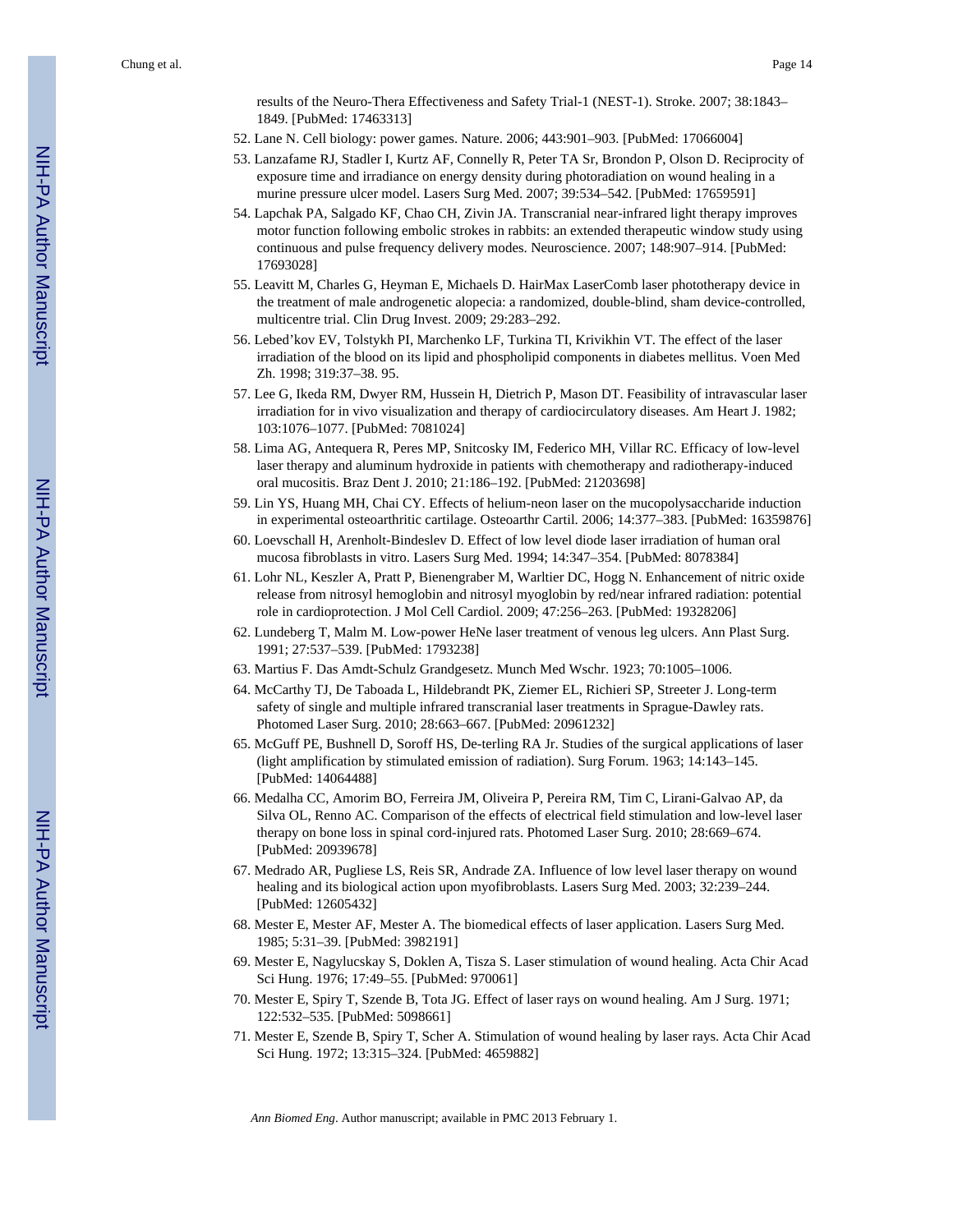results of the Neuro-Thera Effectiveness and Safety Trial-1 (NEST-1). Stroke. 2007; 38:1843–1849. [PubMed: 17463313]

52. Lane N. Cell biology: power games. Nature. 2006; 443:901–903. [PubMed: 17066004]
53. Lanzafame RJ, Stadler I, Kurtz AF, Connelly R, Peter TA Sr, Brondon P, Olson D. Reciprocity of exposure time and irradiance on energy density during photoradiation on wound healing in a murine pressure ulcer model. Lasers Surg Med. 2007; 39:534–542. [PubMed: 17659591]
54. Lapchak PA, Salgado KF, Chao CH, Zivin JA. Transcranial near-infrared light therapy improves motor function following embolic strokes in rabbits: an extended therapeutic window study using continuous and pulse frequency delivery modes. Neuroscience. 2007; 148:907–914. [PubMed: 17693028]
55. Leavitt M, Charles G, Heyman E, Michaels D. HairMax LaserComb laser phototherapy device in the treatment of male androgenetic alopecia: a randomized, double-blind, sham device-controlled, multicentre trial. Clin Drug Invest. 2009; 29:283–292.
56. Lebed'kov EV, Tolstykh PI, Marchenko LF, Turkina TI, Krivikhin VT. The effect of the laser irradiation of the blood on its lipid and phospholipid components in diabetes mellitus. Voen Med Zh. 1998; 319:37–38. 95.
57. Lee G, Ikeda RM, Dwyer RM, Hussein H, Dietrich P, Mason DT. Feasibility of intravascular laser irradiation for in vivo visualization and therapy of cardiocirculatory diseases. Am Heart J. 1982; 103:1076–1077. [PubMed: 7081024]
58. Lima AG, Antequera R, Peres MP, Snitcosky IM, Federico MH, Villar RC. Efficacy of low-level laser therapy and aluminum hydroxide in patients with chemotherapy and radiotherapy-induced oral mucositis. Braz Dent J. 2010; 21:186–192. [PubMed: 21203698]
59. Lin YS, Huang MH, Chai CY. Effects of helium-neon laser on the mucopolysaccharide induction in experimental osteoarthritic cartilage. Osteoarthr Cartil. 2006; 14:377–383. [PubMed: 16359876]
60. Loevschall H, Arenholt-Bindeslev D. Effect of low level diode laser irradiation of human oral mucosa fibroblasts in vitro. Lasers Surg Med. 1994; 14:347–354. [PubMed: 8078384]
61. Lohr NL, Keszler A, Pratt P, Bienengraber M, Warltier DC, Hogg N. Enhancement of nitric oxide release from nitrosyl hemoglobin and nitrosyl myoglobin by red/near infrared radiation: potential role in cardioprotection. J Mol Cell Cardiol. 2009; 47:256–263. [PubMed: 19328206]
62. Lundeberg T, Malm M. Low-power HeNe laser treatment of venous leg ulcers. Ann Plast Surg. 1991; 27:537–539. [PubMed: 1793238]
63. Martius F. Das Amdt-Schulz Grandgesetz. Munch Med Wschr. 1923; 70:1005–1006.
64. McCarthy TJ, De Taboada L, Hildebrandt PK, Ziemer EL, Richieri SP, Streeter J. Long-term safety of single and multiple infrared transcranial laser treatments in Sprague-Dawley rats. Photomed Laser Surg. 2010; 28:663–667. [PubMed: 20961232]
65. McGuff PE, Bushnell D, Soroff HS, De-terling RA Jr. Studies of the surgical applications of laser (light amplification by stimulated emission of radiation). Surg Forum. 1963; 14:143–145. [PubMed: 14064488]
66. Medalha CC, Amorim BO, Ferreira JM, Oliveira P, Pereira RM, Tim C, Lirani-Galvao AP, da Silva OL, Renno AC. Comparison of the effects of electrical field stimulation and low-level laser therapy on bone loss in spinal cord-injured rats. Photomed Laser Surg. 2010; 28:669–674. [PubMed: 20939678]
67. Medrado AR, Pugliese LS, Reis SR, Andrade ZA. Influence of low level laser therapy on wound healing and its biological action upon myofibroblasts. Lasers Surg Med. 2003; 32:239–244. [PubMed: 12605432]
68. Mester E, Mester AF, Mester A. The biomedical effects of laser application. Lasers Surg Med. 1985; 5:31–39. [PubMed: 3982191]
69. Mester E, Nagylucskay S, Doklen A, Tisza S. Laser stimulation of wound healing. Acta Chir Acad Sci Hung. 1976; 17:49–55. [PubMed: 970061]
70. Mester E, Spiry T, Szende B, Tota JG. Effect of laser rays on wound healing. Am J Surg. 1971; 122:532–535. [PubMed: 5098661]
71. Mester E, Szende B, Spiry T, Scher A. Stimulation of wound healing by laser rays. Acta Chir Acad Sci Hung. 1972; 13:315–324. [PubMed: 4659882]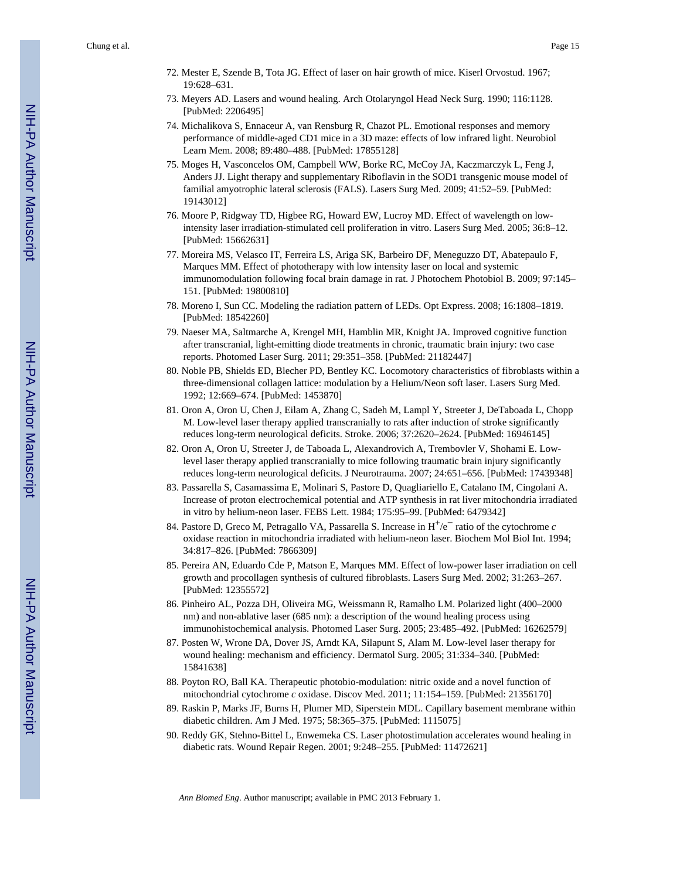72. Mester E, Szende B, Tota JG. Effect of laser on hair growth of mice. Kiserl Orvostud. 1967; 19:628–631.
73. Meyers AD. Lasers and wound healing. Arch Otolaryngol Head Neck Surg. 1990; 116:1128. [PubMed: 2206495]
74. Michalikova S, Ennaceur A, van Rensburg R, Chazot PL. Emotional responses and memory performance of middle-aged CD1 mice in a 3D maze: effects of low infrared light. Neurobiol Learn Mem. 2008; 89:480–488. [PubMed: 17855128]
75. Moges H, Vasconcelos OM, Campbell WW, Borke RC, McCoy JA, Kaczmarczyk L, Feng J, Anders JJ. Light therapy and supplementary Riboflavin in the SOD1 transgenic mouse model of familial amyotrophic lateral sclerosis (FALS). Lasers Surg Med. 2009; 41:52–59. [PubMed: 19143012]
76. Moore P, Ridgway TD, Higbee RG, Howard EW, Lucroy MD. Effect of wavelength on low-intensity laser irradiation-stimulated cell proliferation in vitro. Lasers Surg Med. 2005; 36:8–12. [PubMed: 15662631]
77. Moreira MS, Velasco IT, Ferreira LS, Ariga SK, Barbeiro DF, Meneguzzo DT, Abatepaulo F, Marques MM. Effect of phototherapy with low intensity laser on local and systemic immunomodulation following focal brain damage in rat. J Photochem Photobiol B. 2009; 97:145–151. [PubMed: 19800810]
78. Moreno I, Sun CC. Modeling the radiation pattern of LEDs. Opt Express. 2008; 16:1808–1819. [PubMed: 18542260]
79. Naeser MA, Saltmarche A, Krengel MH, Hamblin MR, Knight JA. Improved cognitive function after transcranial, light-emitting diode treatments in chronic, traumatic brain injury: two case reports. Photomed Laser Surg. 2011; 29:351–358. [PubMed: 21182447]
80. Noble PB, Shields ED, Blecher PD, Bentley KC. Locomotory characteristics of fibroblasts within a three-dimensional collagen lattice: modulation by a Helium/Neon soft laser. Lasers Surg Med. 1992; 12:669–674. [PubMed: 1453870]
81. Oron A, Oron U, Chen J, Eilam A, Zhang C, Sadeh M, Lampl Y, Streeter J, DeTaboada L, Chopp M. Low-level laser therapy applied transcranially to rats after induction of stroke significantly reduces long-term neurological deficits. Stroke. 2006; 37:2620–2624. [PubMed: 16946145]
82. Oron A, Oron U, Streeter J, de Taboada L, Alexandrovich A, Trembovler V, Shohami E. Low-level laser therapy applied transcranially to mice following traumatic brain injury significantly reduces long-term neurological deficits. J Neurotrauma. 2007; 24:651–656. [PubMed: 17439348]
83. Passarella S, Casamassima E, Molinari S, Pastore D, Quagliariello E, Catalano IM, Cingolani A. Increase of proton electrochemical potential and ATP synthesis in rat liver mitochondria irradiated in vitro by helium-neon laser. FEBS Lett. 1984; 175:95–99. [PubMed: 6479342]
84. Pastore D, Greco M, Petragallo VA, Passarella S. Increase in $H^+/e^-$ ratio of the cytochrome *c* oxidase reaction in mitochondria irradiated with helium-neon laser. Biochem Mol Biol Int. 1994; 34:817–826. [PubMed: 7866309]
85. Pereira AN, Eduardo Cde P, Matson E, Marques MM. Effect of low-power laser irradiation on cell growth and procollagen synthesis of cultured fibroblasts. Lasers Surg Med. 2002; 31:263–267. [PubMed: 12355572]
86. Pinheiro AL, Pozza DH, Oliveira MG, Weissmann R, Ramalho LM. Polarized light (400–2000 nm) and non-ablative laser (685 nm): a description of the wound healing process using immunohistochemical analysis. Photomed Laser Surg. 2005; 23:485–492. [PubMed: 16262579]
87. Posten W, Wrone DA, Dover JS, Arndt KA, Silapunt S, Alam M. Low-level laser therapy for wound healing: mechanism and efficiency. Dermatol Surg. 2005; 31:334–340. [PubMed: 15841638]
88. Poyton RO, Ball KA. Therapeutic photobio-modulation: nitric oxide and a novel function of mitochondrial cytochrome *c* oxidase. Discov Med. 2011; 11:154–159. [PubMed: 21356170]
89. Raskin P, Marks JF, Burns H, Plumer MD, Siperstein MDL. Capillary basement membrane within diabetic children. Am J Med. 1975; 58:365–375. [PubMed: 1115075]
90. Reddy GK, Stehno-Bittel L, Enwemeka CS. Laser photostimulation accelerates wound healing in diabetic rats. Wound Repair Regen. 2001; 9:248–255. [PubMed: 11472621]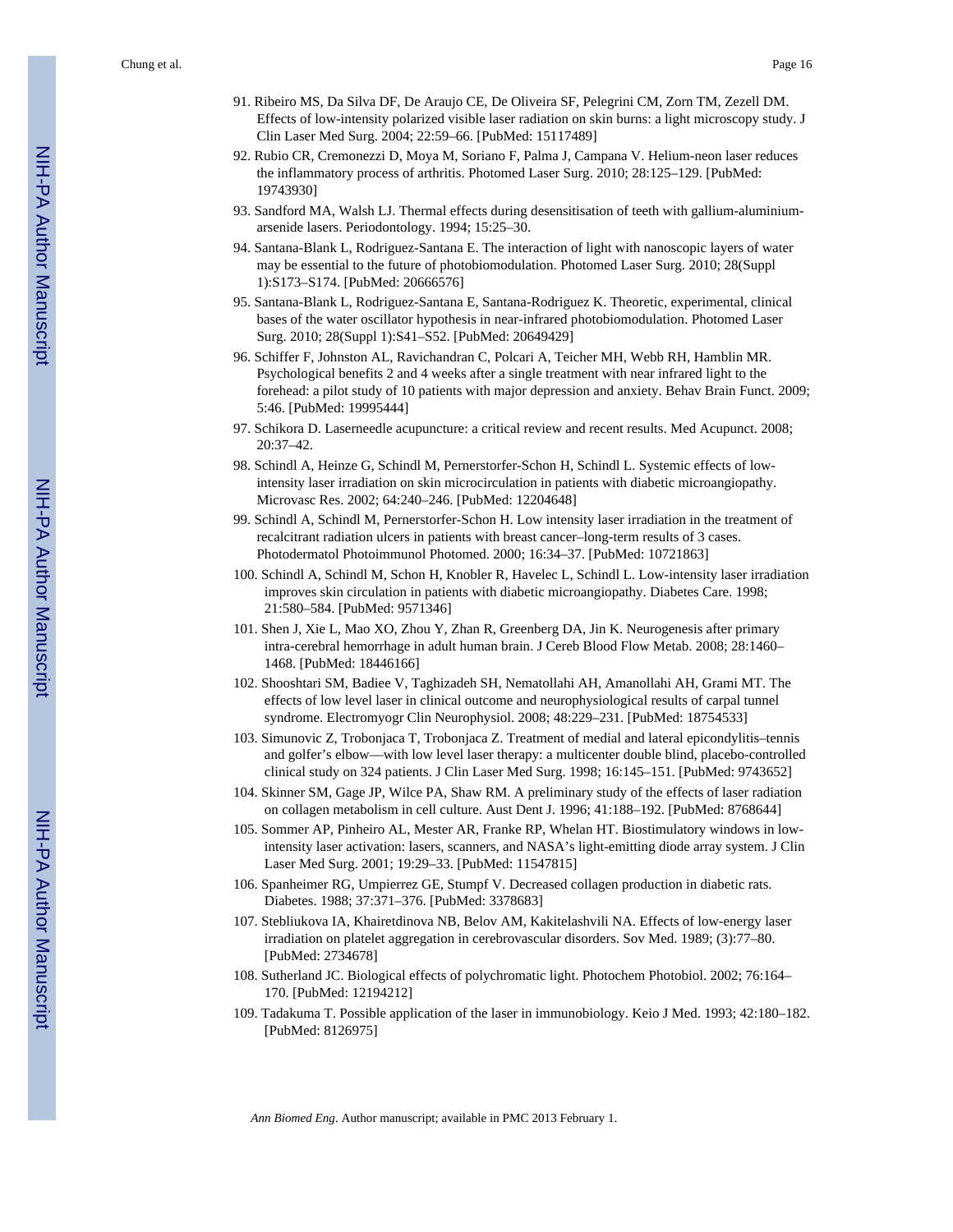91. Ribeiro MS, Da Silva DF, De Araujo CE, De Oliveira SF, Pelegrini CM, Zorn TM, Zezell DM. Effects of low-intensity polarized visible laser radiation on skin burns: a light microscopy study. J Clin Laser Med Surg. 2004; 22:59–66. [PubMed: 15117489]
92. Rubio CR, Cremonezzi D, Moya M, Soriano F, Palma J, Campana V. Helium-neon laser reduces the inflammatory process of arthritis. Photomed Laser Surg. 2010; 28:125–129. [PubMed: 19743930]
93. Sandford MA, Walsh LJ. Thermal effects during desensitisation of teeth with gallium-aluminium-arsenide lasers. Periodontology. 1994; 15:25–30.
94. Santana-Blank L, Rodriguez-Santana E. The interaction of light with nanoscopic layers of water may be essential to the future of photobiomodulation. Photomed Laser Surg. 2010; 28(Suppl 1):S173–S174. [PubMed: 20666576]
95. Santana-Blank L, Rodriguez-Santana E, Santana-Rodriguez K. Theoretic, experimental, clinical bases of the water oscillator hypothesis in near-infrared photobiomodulation. Photomed Laser Surg. 2010; 28(Suppl 1):S41–S52. [PubMed: 20649429]
96. Schiffer F, Johnston AL, Ravichandran C, Polcari A, Teicher MH, Webb RH, Hamblin MR. Psychological benefits 2 and 4 weeks after a single treatment with near infrared light to the forehead: a pilot study of 10 patients with major depression and anxiety. Behav Brain Funct. 2009; 5:46. [PubMed: 19995444]
97. Schikora D. Laserneedle acupuncture: a critical review and recent results. Med Acupunct. 2008; 20:37–42.
98. Schindl A, Heinze G, Schindl M, Pernerstorfer-Schon H, Schindl L. Systemic effects of low-intensity laser irradiation on skin microcirculation in patients with diabetic microangiopathy. Microvasc Res. 2002; 64:240–246. [PubMed: 12204648]
99. Schindl A, Schindl M, Pernerstorfer-Schon H. Low intensity laser irradiation in the treatment of recalcitrant radiation ulcers in patients with breast cancer–long-term results of 3 cases. Photodermatol Photoimmunol Photomed. 2000; 16:34–37. [PubMed: 10721863]
100. Schindl A, Schindl M, Schon H, Knobler R, Havelec L, Schindl L. Low-intensity laser irradiation improves skin circulation in patients with diabetic microangiopathy. Diabetes Care. 1998; 21:580–584. [PubMed: 9571346]
101. Shen J, Xie L, Mao XO, Zhou Y, Zhan R, Greenberg DA, Jin K. Neurogenesis after primary intra-cerebral hemorrhage in adult human brain. J Cereb Blood Flow Metab. 2008; 28:1460–1468. [PubMed: 18446166]
102. Shooshtari SM, Badiee V, Taghizadeh SH, Nematollahi AH, Amanollahi AH, Grami MT. The effects of low level laser in clinical outcome and neurophysiological results of carpal tunnel syndrome. Electromyogr Clin Neurophysiol. 2008; 48:229–231. [PubMed: 18754533]
103. Simunovic Z, Trobonjaca T, Trobonjaca Z. Treatment of medial and lateral epicondylitis–tennis and golfer's elbow—with low level laser therapy: a multicenter double blind, placebo-controlled clinical study on 324 patients. J Clin Laser Med Surg. 1998; 16:145–151. [PubMed: 9743652]
104. Skinner SM, Gage JP, Wilce PA, Shaw RM. A preliminary study of the effects of laser radiation on collagen metabolism in cell culture. Aust Dent J. 1996; 41:188–192. [PubMed: 8768644]
105. Sommer AP, Pinheiro AL, Mester AR, Franke RP, Whelan HT. Biostimulatory windows in low-intensity laser activation: lasers, scanners, and NASA's light-emitting diode array system. J Clin Laser Med Surg. 2001; 19:29–33. [PubMed: 11547815]
106. Spanheimer RG, Umpierrez GE, Stumpf V. Decreased collagen production in diabetic rats. Diabetes. 1988; 37:371–376. [PubMed: 3378683]
107. Stebliukova IA, Khairetdinova NB, Belov AM, Kakitelashvili NA. Effects of low-energy laser irradiation on platelet aggregation in cerebrovascular disorders. Sov Med. 1989; (3):77–80. [PubMed: 2734678]
108. Sutherland JC. Biological effects of polychromatic light. Photochem Photobiol. 2002; 76:164–170. [PubMed: 12194212]
109. Tadakuma T. Possible application of the laser in immunobiology. Keio J Med. 1993; 42:180–182. [PubMed: 8126975]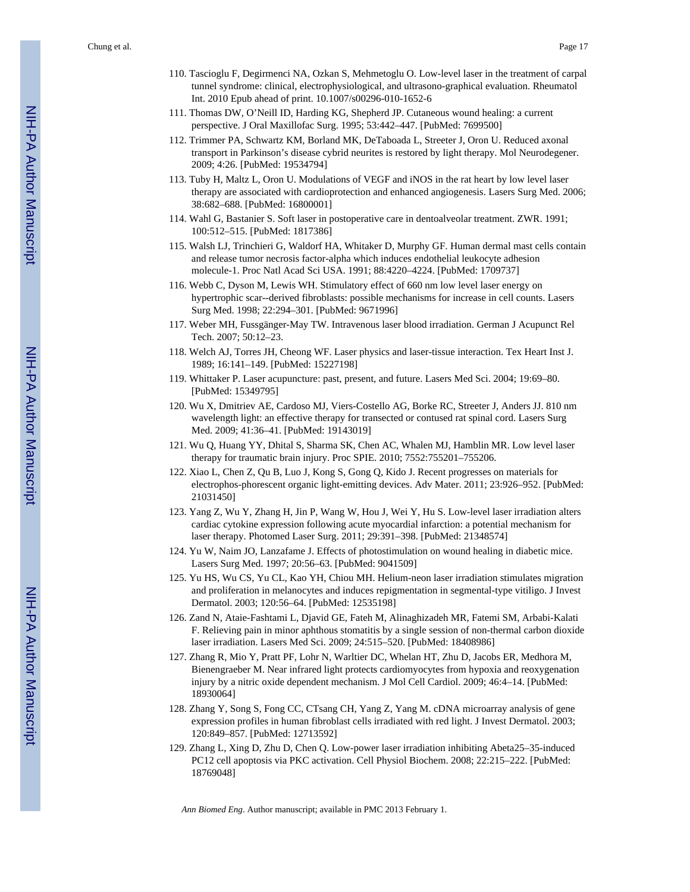110. Tascioglu F, Degirmenci NA, Ozkan S, Mehmetoglu O. Low-level laser in the treatment of carpal tunnel syndrome: clinical, electrophysiological, and ultrasono-graphical evaluation. Rheumatol Int. 2010 Epub ahead of print. 10.1007/s00296-010-1652-6
111. Thomas DW, O'Neill ID, Harding KG, Shepherd JP. Cutaneous wound healing: a current perspective. J Oral Maxillofac Surg. 1995; 53:442–447. [PubMed: 7699500]
112. Trimmer PA, Schwartz KM, Borland MK, DeTaboada L, Streeter J, Oron U. Reduced axonal transport in Parkinson's disease cybrid neurites is restored by light therapy. Mol Neurodegener. 2009; 4:26. [PubMed: 19534794]
113. Tuby H, Maltz L, Oron U. Modulations of VEGF and iNOS in the rat heart by low level laser therapy are associated with cardioprotection and enhanced angiogenesis. Lasers Surg Med. 2006; 38:682–688. [PubMed: 16800001]
114. Wahl G, Bastanier S. Soft laser in postoperative care in dentoalveolar treatment. ZWR. 1991; 100:512–515. [PubMed: 1817386]
115. Walsh LJ, Trinchieri G, Waldorf HA, Whitaker D, Murphy GF. Human dermal mast cells contain and release tumor necrosis factor-alpha which induces endothelial leukocyte adhesion molecule-1. Proc Natl Acad Sci USA. 1991; 88:4220–4224. [PubMed: 1709737]
116. Webb C, Dyson M, Lewis WH. Stimulatory effect of 660 nm low level laser energy on hypertrophic scar--derived fibroblasts: possible mechanisms for increase in cell counts. Lasers Surg Med. 1998; 22:294–301. [PubMed: 9671996]
117. Weber MH, Fussgänger-May TW. Intravenous laser blood irradiation. German J Acupunct Rel Tech. 2007; 50:12–23.
118. Welch AJ, Torres JH, Cheong WF. Laser physics and laser-tissue interaction. Tex Heart Inst J. 1989; 16:141–149. [PubMed: 15227198]
119. Whittaker P. Laser acupuncture: past, present, and future. Lasers Med Sci. 2004; 19:69–80. [PubMed: 15349795]
120. Wu X, Dmitriev AE, Cardoso MJ, Viers-Costello AG, Borke RC, Streeter J, Anders JJ. 810 nm wavelength light: an effective therapy for transected or contused rat spinal cord. Lasers Surg Med. 2009; 41:36–41. [PubMed: 19143019]
121. Wu Q, Huang YY, Dhital S, Sharma SK, Chen AC, Whalen MJ, Hamblin MR. Low level laser therapy for traumatic brain injury. Proc SPIE. 2010; 7552:755201–755206.
122. Xiao L, Chen Z, Qu B, Luo J, Kong S, Gong Q, Kido J. Recent progresses on materials for electrophos-phorescent organic light-emitting devices. Adv Mater. 2011; 23:926–952. [PubMed: 21031450]
123. Yang Z, Wu Y, Zhang H, Jin P, Wang W, Hou J, Wei Y, Hu S. Low-level laser irradiation alters cardiac cytokine expression following acute myocardial infarction: a potential mechanism for laser therapy. Photomed Laser Surg. 2011; 29:391–398. [PubMed: 21348574]
124. Yu W, Naim JO, Lanzafame J. Effects of photostimulation on wound healing in diabetic mice. Lasers Surg Med. 1997; 20:56–63. [PubMed: 9041509]
125. Yu HS, Wu CS, Yu CL, Kao YH, Chiou MH. Helium-neon laser irradiation stimulates migration and proliferation in melanocytes and induces repigmentation in segmental-type vitiligo. J Invest Dermatol. 2003; 120:56–64. [PubMed: 12535198]
126. Zand N, Ataie-Fashtami L, Djavid GE, Fateh M, Alinaghizadeh MR, Fatemi SM, Arbabi-Kalati F. Relieving pain in minor aphthous stomatitis by a single session of non-thermal carbon dioxide laser irradiation. Lasers Med Sci. 2009; 24:515–520. [PubMed: 18408986]
127. Zhang R, Mio Y, Pratt PF, Lohr N, Warltier DC, Whelan HT, Zhu D, Jacobs ER, Medhora M, Bienengraeber M. Near infrared light protects cardiomyocytes from hypoxia and reoxygenation injury by a nitric oxide dependent mechanism. J Mol Cell Cardiol. 2009; 46:4–14. [PubMed: 18930064]
128. Zhang Y, Song S, Fong CC, CTsang CH, Yang Z, Yang M. cDNA microarray analysis of gene expression profiles in human fibroblast cells irradiated with red light. J Invest Dermatol. 2003; 120:849–857. [PubMed: 12713592]
129. Zhang L, Xing D, Zhu D, Chen Q. Low-power laser irradiation inhibiting Abeta25–35-induced PC12 cell apoptosis via PKC activation. Cell Physiol Biochem. 2008; 22:215–222. [PubMed: 18769048]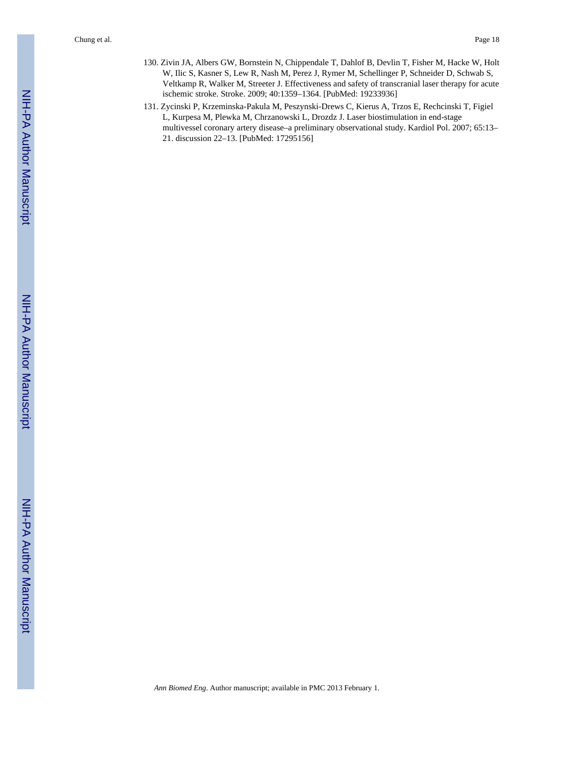130. Zivin JA, Albers GW, Bornstein N, Chippendale T, Dahlof B, Devlin T, Fisher M, Hacke W, Holt W, Ilic S, Kasner S, Lew R, Nash M, Perez J, Rymer M, Schellinger P, Schneider D, Schwab S, Veltkamp R, Walker M, Streeter J. Effectiveness and safety of transcranial laser therapy for acute ischemic stroke. Stroke. 2009; 40:1359–1364. [PubMed: 19233936]

131. Zycinski P, Krzeminska-Pakula M, Peszynski-Drews C, Kierus A, Trzos E, Rechcinski T, Figiel L, Kurpesa M, Plewka M, Chrzanowski L, Drozdz J. Laser biostimulation in end-stage multivessel coronary artery disease–a preliminary observational study. Kardiol Pol. 2007; 65:13–21. discussion 22–13. [PubMed: 17295156]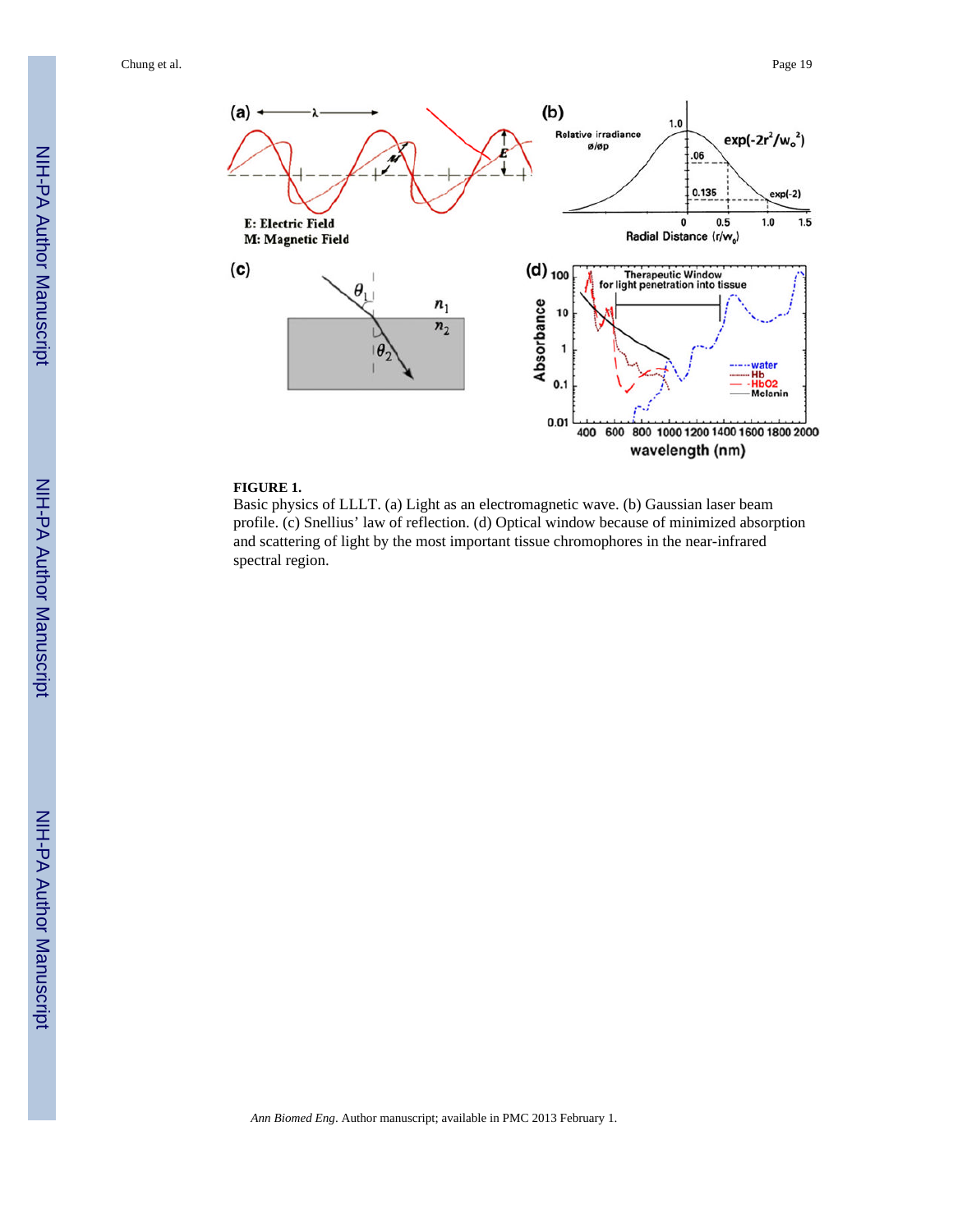**FIGURE 1.**

Basic physics of LLLT. (a) Light as an electromagnetic wave. (b) Gaussian laser beam profile. (c) Snellius' law of reflection. (d) Optical window because of minimized absorption and scattering of light by the most important tissue chromophores in the near-infrared spectral region.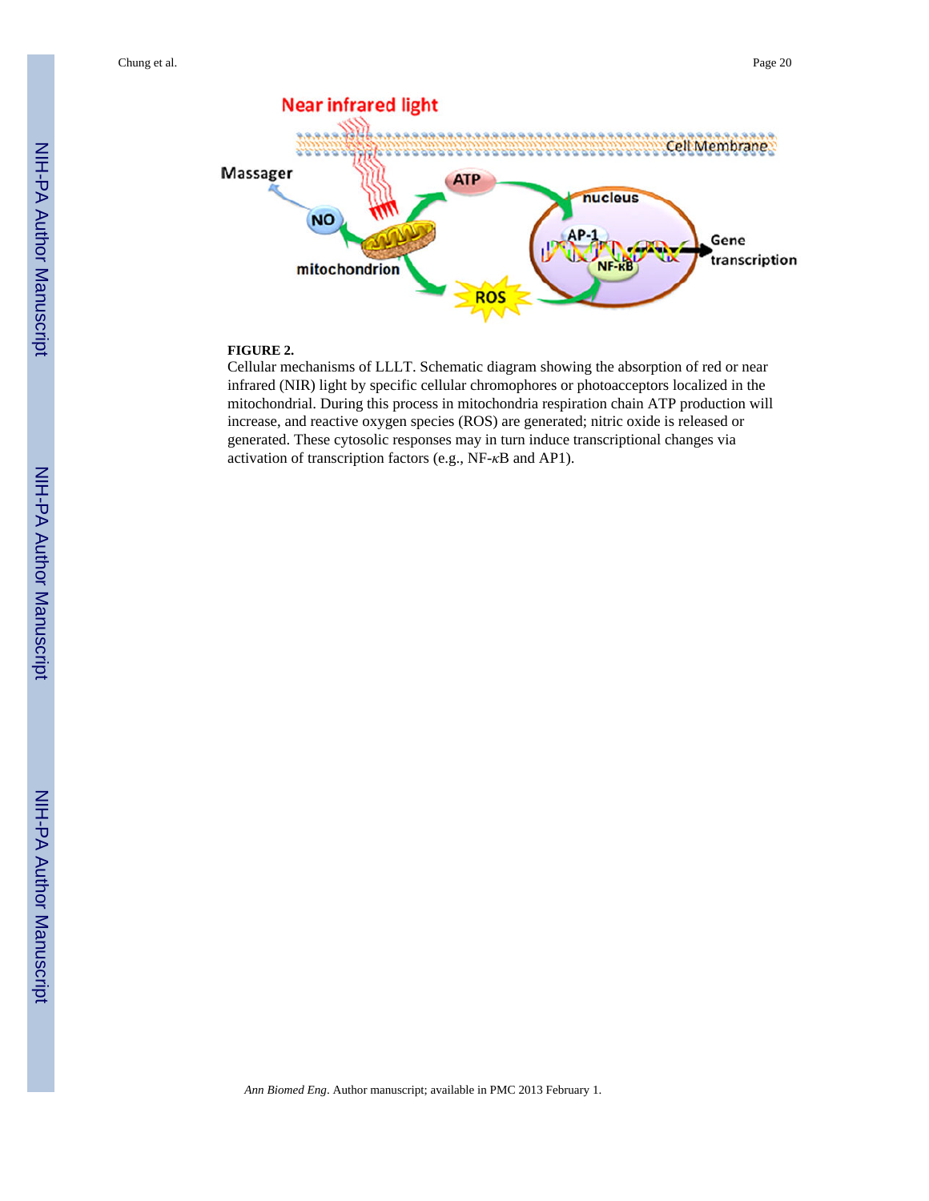**FIGURE 2.**

Cellular mechanisms of LLLT. Schematic diagram showing the absorption of red or near infrared (NIR) light by specific cellular chromophores or photoacceptors localized in the mitochondrial. During this process in mitochondria respiration chain ATP production will increase, and reactive oxygen species (ROS) are generated; nitric oxide is released or generated. These cytosolic responses may in turn induce transcriptional changes via activation of transcription factors (e.g., NF-$\kappa$B and AP1).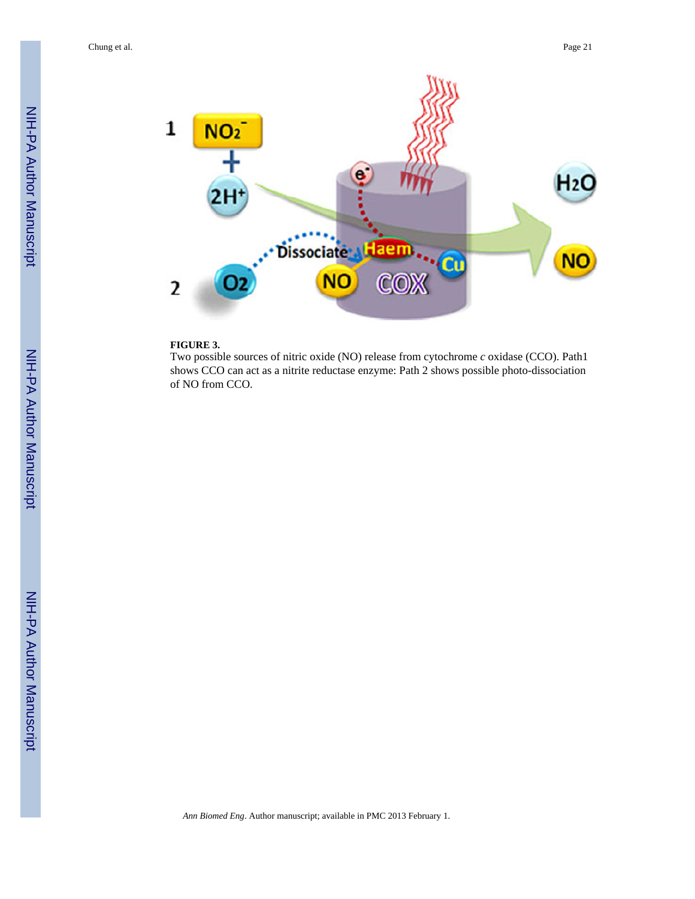**FIGURE 3.**

Two possible sources of nitric oxide (NO) release from cytochrome *c* oxidase (CCO). Path1 shows CCO can act as a nitrite reductase enzyme: Path 2 shows possible photo-dissociation of NO from CCO.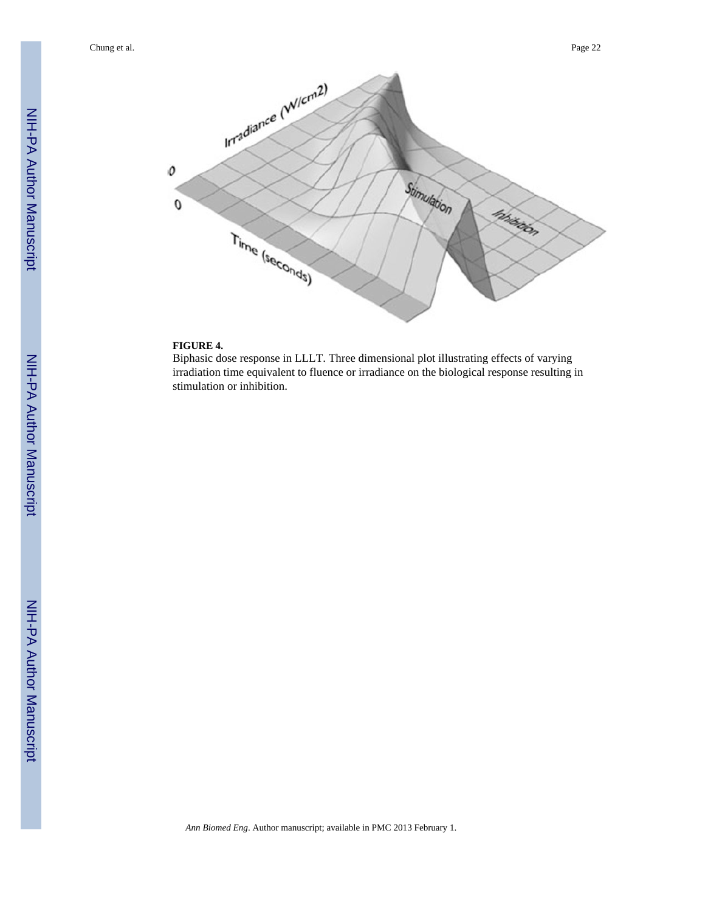**FIGURE 4.**

Biphasic dose response in LLLT. Three dimensional plot illustrating effects of varying irradiation time equivalent to fluence or irradiance on the biological response resulting in stimulation or inhibition.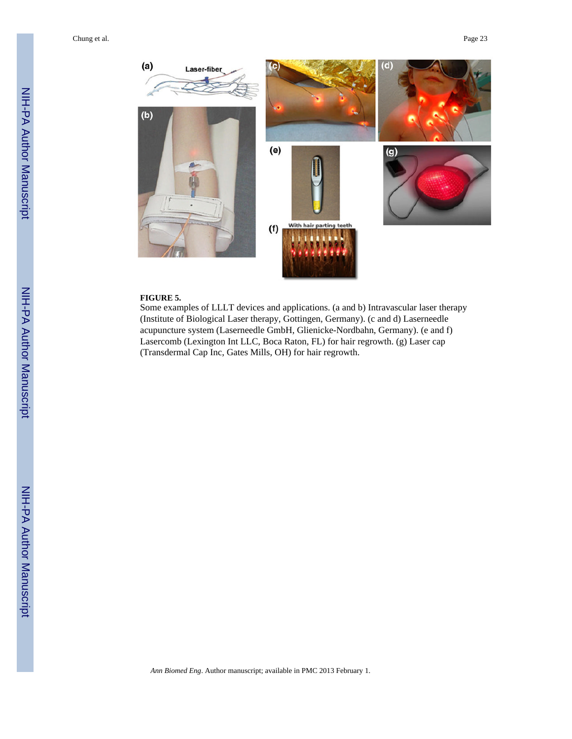**FIGURE 5.**

Some examples of LLLT devices and applications. (a and b) Intravascular laser therapy (Institute of Biological Laser therapy, Gottingen, Germany). (c and d) Laserneedle acupuncture system (Laserneedle GmbH, Glienicke-Nordbahn, Germany). (e and f) Lasercomb (Lexington Int LLC, Boca Raton, FL) for hair regrowth. (g) Laser cap (Transdermal Cap Inc, Gates Mills, OH) for hair regrowth.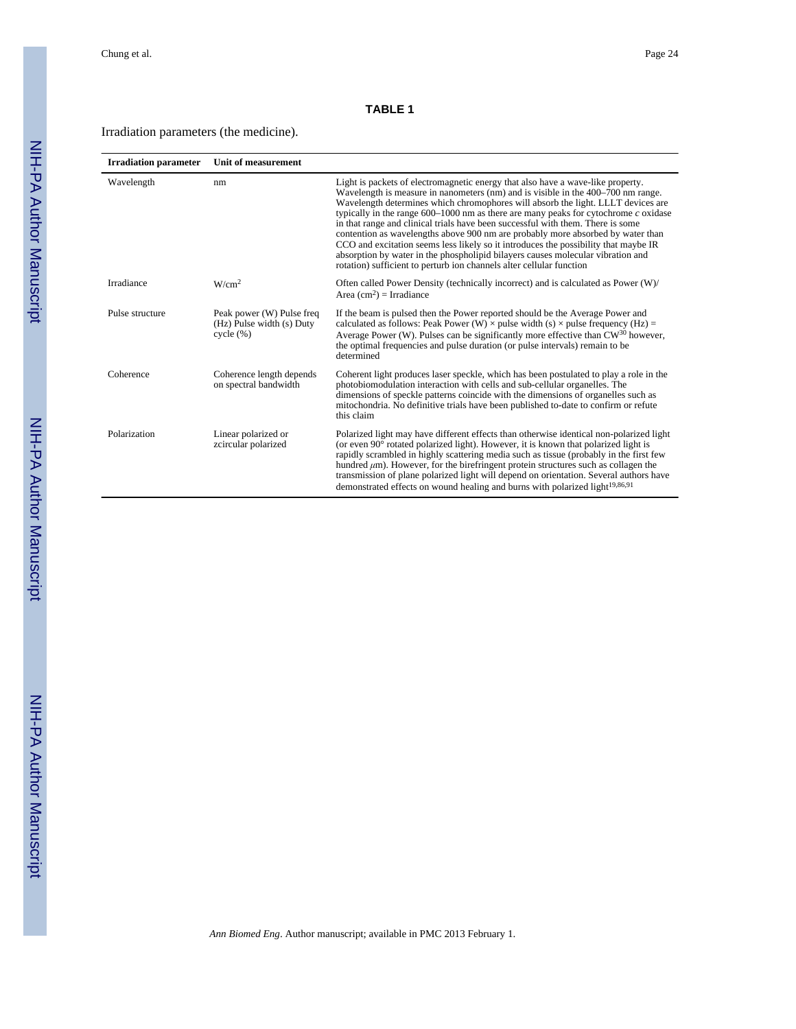## TABLE 1

Irradiation parameters (the medicine).

| Irradiation parameter | Unit of measurement | |
|---|---|---|
| Wavelength | nm | Light is packets of electromagnetic energy that also have a wave-like property. Wavelength is measure in nanometers (nm) and is visible in the 400–700 nm range. Wavelength determines which chromophores will absorb the light. LLLT devices are typically in the range 600–1000 nm as there are many peaks for cytochrome *c* oxidase in that range and clinical trials have been successful with them. There is some contention as wavelengths above 900 nm are probably more absorbed by water than CCO and excitation seems less likely so it introduces the possibility that maybe IR absorption by water in the phospholipid bilayers causes molecular vibration and rotation) sufficient to perturb ion channels alter cellular function |
| Irradiance | $W/cm^2$ | Often called Power Density (technically incorrect) and is calculated as Power (W)/ Area ($cm^2$) = Irradiance |
| Pulse structure | Peak power (W) Pulse freq (Hz) Pulse width (s) Duty cycle (%) | If the beam is pulsed then the Power reported should be the Average Power and calculated as follows: Peak Power (W) × pulse width (s) × pulse frequency (Hz) = Average Power (W). Pulses can be significantly more effective than CW[30] however, the optimal frequencies and pulse duration (or pulse intervals) remain to be determined |
| Coherence | Coherence length depends on spectral bandwidth | Coherent light produces laser speckle, which has been postulated to play a role in the photobiomodulation interaction with cells and sub-cellular organelles. The dimensions of speckle patterns coincide with the dimensions of organelles such as mitochondria. No definitive trials have been published to-date to confirm or refute this claim |
| Polarization | Linear polarized or zcircular polarized | Polarized light may have different effects than otherwise identical non-polarized light (or even 90° rotated polarized light). However, it is known that polarized light is rapidly scrambled in highly scattering media such as tissue (probably in the first few hundred $\mu$m). However, for the birefringent protein structures such as collagen the transmission of plane polarized light will depend on orientation. Several authors have demonstrated effects on wound healing and burns with polarized light[19,86,91] |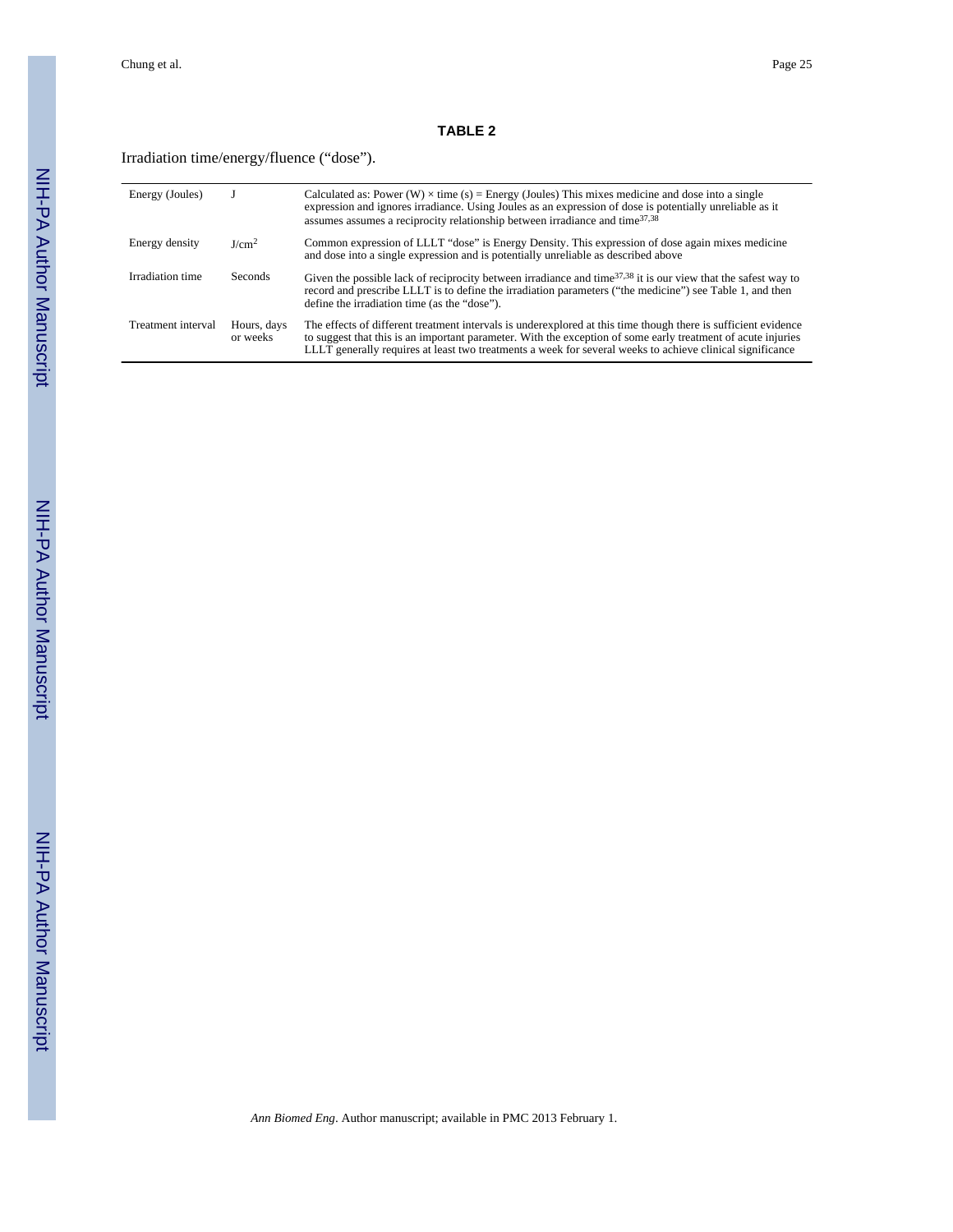**TABLE 2**

Irradiation time/energy/fluence ("dose").

| | | |
|---|---|---|
| Energy (Joules) | J | Calculated as: Power (W) × time (s) = Energy (Joules) This mixes medicine and dose into a single expression and ignores irradiance. Using Joules as an expression of dose is potentially unreliable as it assumes assumes a reciprocity relationship between irradiance and time[37,38] |
| Energy density | $J/cm^2$ | Common expression of LLLT "dose" is Energy Density. This expression of dose again mixes medicine and dose into a single expression and is potentially unreliable as described above |
| Irradiation time | Seconds | Given the possible lack of reciprocity between irradiance and time[37,38] it is our view that the safest way to record and prescribe LLLT is to define the irradiation parameters ("the medicine") see Table 1, and then define the irradiation time (as the "dose"). |
| Treatment interval | Hours, days or weeks | The effects of different treatment intervals is underexplored at this time though there is sufficient evidence to suggest that this is an important parameter. With the exception of some early treatment of acute injuries LLLT generally requires at least two treatments a week for several weeks to achieve clinical significance |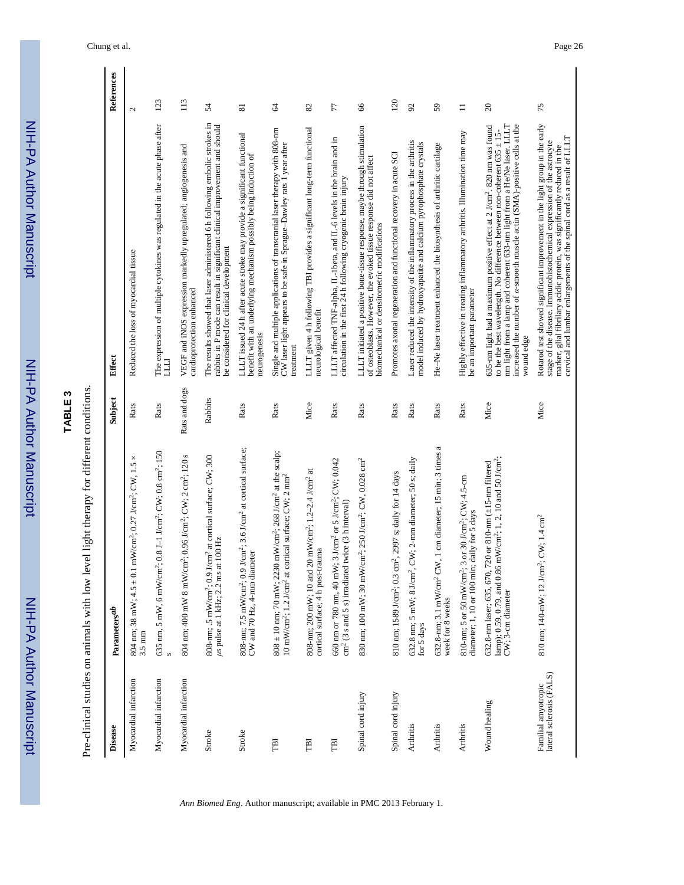## TABLE 3

Pre-clinical studies on animals with low level light therapy for different conditions.

| Disease | Parameters[ab] | Subject | Effect | References |
|---|---|---|---|---|
| Myocardial infarction | 804 nm; 38 mW; 4.5 ± 0.1 mW/cm$^2$; 0.27 J/cm$^2$; CW, 1.5 × 3.5 mm | Rats | Reduced the loss of myocardial tissue | 2 |
| Myocardial infarction | 635 nm, 5 mW, 6 mW/cm$^2$; 0.8 J–1 J/cm$^2$; CW; 0.8 cm$^2$; 150 s | Rats | The expression of multiple cytokines was regulated in the acute phase after LLLI | 123 |
| Myocardial infarction | 804 nm; 400 mW 8 mW/cm$^2$; 0.96 J/cm$^2$; CW; 2 cm$^2$; 120 s | Rats and dogs | VEGF and iNOS expression markedly upregulated; angiogenesis and cardioprotection enhanced | 113 |
| Stroke | 808-nm; .5 mW/cm$^2$; 0.9 J/cm$^2$ at cortical surface; CW; 300 $\mu$s pulse at 1 kHz; 2.2 ms at 100 Hz | Rabbits | The results showed that laser administered 6 h following embolic strokes in rabbits in P mode can result in significant clinical improvement and should be considered for clinical development | 54 |
| Stroke | 808-nm; 7.5 mW/cm$^2$; 0.9 J/cm$^2$; 3.6 J/cm$^2$ at cortical surface; CW and 70 Hz, 4-mm diameter | Rats | LLLT issued 24 h after acute stroke may provide a significant functional benefit with an underlying mechanism possibly being induction of neurogenesis | 81 |
| TBI | 808 ± 10 nm; 70 mW; 2230 mW/cm$^2$; 268 J/cm$^2$ at the scalp; 10 mW/cm$^2$; 1.2 J/cm$^2$ at cortical surface; CW; 2 mm$^2$ | Rats | Single and multiple applications of transcranial laser therapy with 808-nm CW laser light appears to be safe in Sprague–Dawley rats 1 year after treatment | 64 |
| TBI | 808-nm; 200 mW; 10 and 20 mW/cm$^2$; 1.2–2.4 J/cm$^2$ at cortical surface; 4 h post-trauma | Mice | LLLT given 4 h following TBI provides a significant long-term functional neurological benefit | 82 |
| TBI | 660 nm or 780 nm, 40 mW; 3 J/cm$^2$ or 5 J/cm$^2$; CW; 0.042 cm$^2$ (3 s and 5 s) irradiated twice (3 h interval) | Rats | LLLT affected TNF-alpha, IL-1beta, and IL-6 levels in the brain and in circulation in the first 24 h following cryogenic brain injury | 77 |
| Spinal cord injury | 830 nm; 100 mW; 30 mW/cm$^2$; 250 J/cm$^2$; CW, 0.028 cm$^2$ | Rats | LLLT initiated a positive bone-tissue response, maybe through stimulation of osteoblasts. However, the evoked tissue response did not affect biomechanical or densitometric modifications | 66 |
| Spinal cord injury | 810 nm; 1589 J/cm$^2$; 0.3 cm$^2$, 2997 s; daily for 14 days | Rats | Promotes axonal regeneration and functional recovery in acute SCI | 120 |
| Arthritis | 632.8 nm; 5 mW; 8 J/cm$^2$, CW; 2-mm diameter; 50 s; daily for 5 days | Rats | Laser reduced the intensity of the inflammatory process in the arthritis model induced by hydroxyapatite and calcium pyrophosphate crystals | 92 |
| Arthritis | 632.8-nm; 3.1 mW/cm$^2$ CW, 1 cm diameter; 15 min; 3 times a week for 8 weeks | Rats | He–Ne laser treatment enhanced the biosynthesis of arthritic cartilage | 59 |
| Arthritis | 810-nm; 5 or 50 mW/cm$^2$; 3 or 30 J/cm$^2$; CW; 4.5-cm diameter; 1, 10 or 100 min; daily for 5 days | Rats | Highly effective in treating inflammatory arthritis. Illumination time may be an important parameter | 11 |
| Wound healing | 632.8-nm laser; 635, 670, 720 or 810-nm (±15-nm filtered lamp); 0.59, 0.79, and 0.86 mW/cm$^2$; 1, 2, 10 and 50 J/cm$^2$; CW; 3-cm diameter | Mice | 635-nm light had a maximum positive effect at 2 J/cm$^2$. 820 nm was found to be the best wavelength. No difference between non-coherent 635 ± 15-nm light from a lamp and coherent 633-nm light from a He/Ne laser. LLLT increased the number of $\alpha$-smooth muscle actin (SMA)-positive cells at the wound edge | 20 |
| Familial amyotropic lateral sclerosis (FALS) | 810 nm; 140-mW; 12 J/cm$^2$; CW; 1.4 cm$^2$ | Mice | Rotarod test showed significant improvement in the light group in the early stage of the disease. Immunohistochemical expression of the astrocyte marker, glial fibrilary acidic protein, was significantly reduced in the cervical and lumbar enlargements of the spinal cord as a result of LLLT | 75 |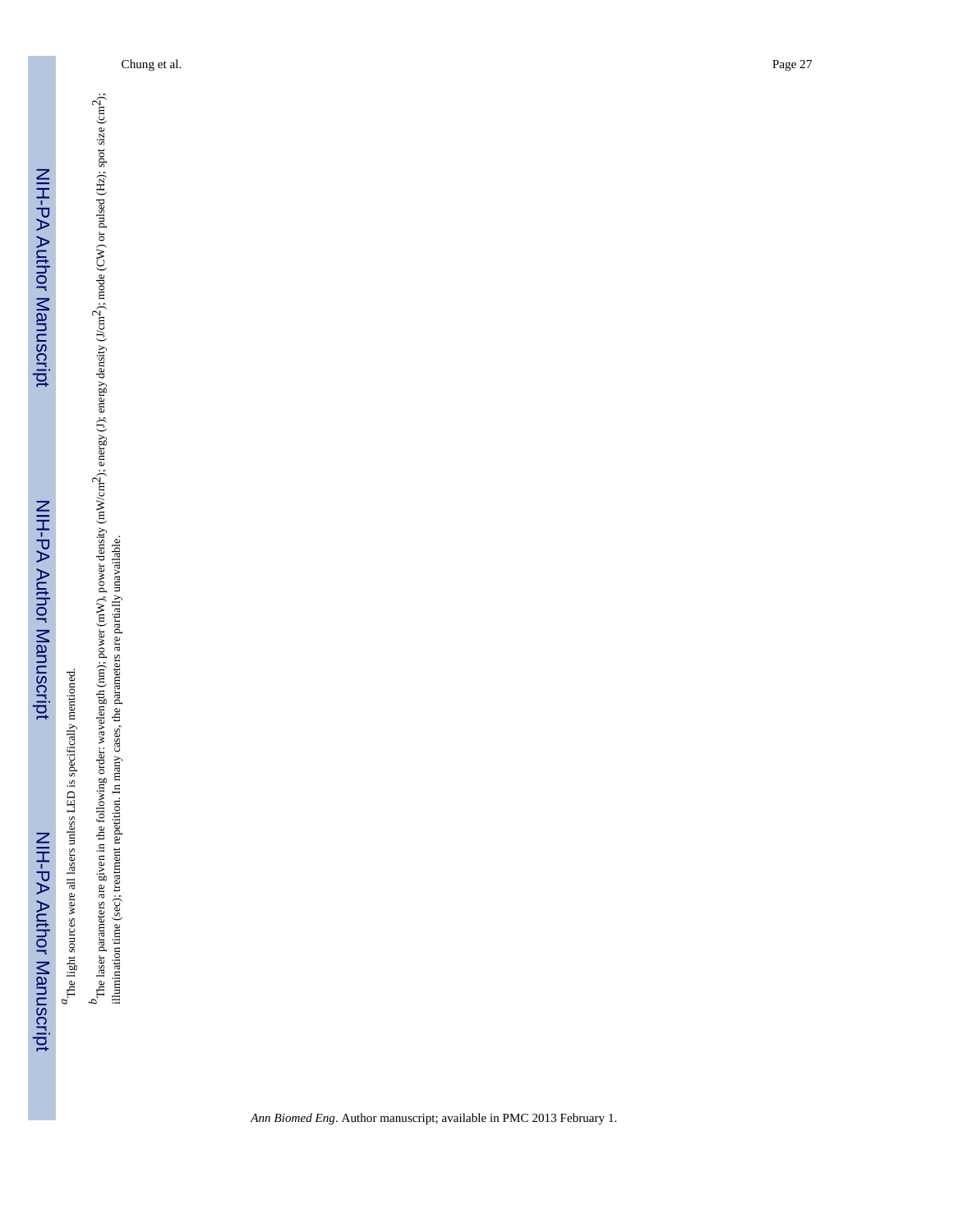[a] The light sources were all lasers unless LED is specifically mentioned.

[b] The laser parameters are given in the following order: wavelength (nm); power (mW), power density (mW/cm$^2$); energy (J); energy density (J/cm$^2$); mode (CW) or pulsed (Hz); spot size (cm$^2$); illumination time (sec); treatment repetition. In many cases, the parameters are partially unavailable.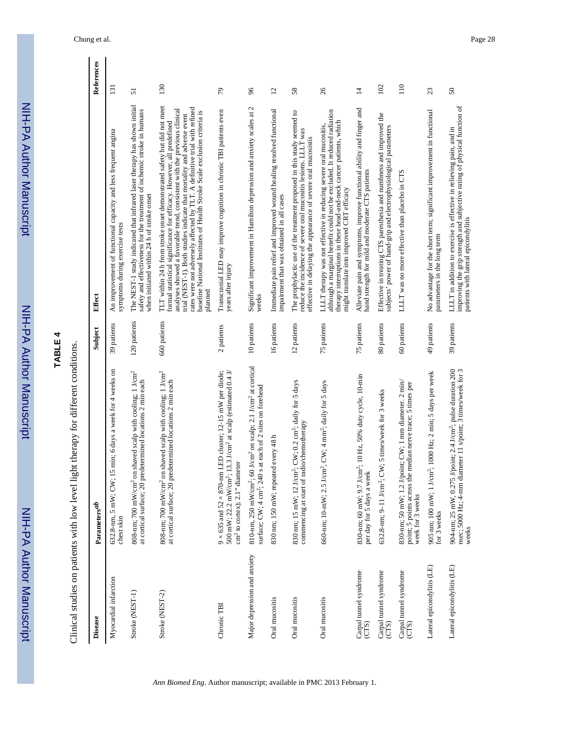**TABLE 4**

Clinical studies on patients with low level light therapy for different conditions.

| Disease | Parameters[a,b] | Subject | Effect | References |
|---|---|---|---|---|
| Myocardial infarction | 632.8-nm, 5 mW; CW; 15 min; 6 days a week for 4 weeks on chest skin | 39 patients | An improvement of functional capacity and less frequent angina symptoms during exercise tests | 131 |
| Stroke (NEST-1) | 808-nm; 700 mW/cm$^2$ on shaved scalp with cooling; 1 J/cm$^2$ at cortical surface; 20 predetermined locations 2 min each | 120 patients | The NEST-1 study indicated that infrared laser therapy has shown initial safety and effectiveness for the treatment of ischemic stroke in humans when initiated within 24 h of stroke onset | 51 |
| Stroke (NEST-2) | 808-nm; 700 mW/cm$^2$ on shaved scalp with cooling; 1 J/cm$^2$ at cortical surface; 20 predetermined locations 2 min each | 660 patients | TLT within 24 h from stroke onset demonstrated safety but did not meet formal statistical significance for efficacy. However, all predefined analyses showed a favorable trend, consistent with the previous clinical trial (NEST-1). Both studies indicate that mortality and adverse event rates were not adversely affected by TLT. A definitive trial with refined baseline National Institutes of Health Stroke Scale exclusion criteria is planned | 130 |
| Chronic TBI | 9 × 635 and 52 × 870-nm LED cluster; 12-15 mW per diode; 500 mW; 22.2 mW/cm$^2$; 13.3 J/cm$^2$ at scalp (estimated 0.4 J/cm$^2$ to cortex); 2.1″ diameter | 2 patients | Transcranial LED may improve cognition in chronic TBI patients even years after injury | 79 |
| Major depression and anxiety | 810-nm, 250 mW/cm$^2$; 60 J/cm$^2$ on scalp; 2.1 J/cm$^2$ at cortical surface; CW; 4 cm$^2$; 240 s at each of 2 sites on forehead | 10 patients | Significant improvement in Hamilton depression and anxiety scales at 2 weeks | 96 |
| Oral mucositis | 830 nm; 150 mW; repeated every 48 h | 16 patients | Immediate pain relief and improved wound healing resolved functional impairment that was obtained in all cases | 12 |
| Oral mucositis | 830 nm; 15 mW; 12 J/cm$^2$; CW; 0.2 cm$^2$; daily for 5 days commencing at start of radio/chemotherapy | 12 patients | The prophylactic use of the treatment proposed in this study seemed to reduce the incidence of severe oral mucositis lesions. LLLT was effective in delaying the appearance of severe oral mucositis | 58 |
| Oral mucositis | 660-nm; 10-mW; 2.5 J/cm$^2$, CW; 4 mm$^2$; daily for 5 days | 75 patients | LLLT therapy was not effective in reducing severe oral mucositis, although a marginal benefit could not be excluded. It reduced radiation therapy interruptions in these head-and-neck cancer patients, which might translate into improved CRT efficacy | 26 |
| Carpal tunnel syndrome (CTS) | 830-nm; 60 mW; 9.7 J/cm$^2$; 10 Hz, 50% duty cycle, 10-min per day for 5 days a week | 75 patients | Alleviate pain and symptoms, improve functional ability and finger and hand strength for mild and moderate CTS patients | 14 |
| Carpal tunnel syndrome (CTS) | 632.8-nm; 9-11 J/cm$^2$; CW; 5 times/week for 3 weeks | 80 patients | Effective in treating CTS paresthesia and numbness and improved the subjects' power of hand-grip and electrophysiological parameters | 102 |
| Carpal tunnel syndrome (CTS) | 830-nm; 50 mW; 1.2 J/point; CW; 1 mm diameter. 2 min/point; 5 points across the median nerve trace; 5 times per week for 3 weeks | 60 patients | LLLT was no more effective than placebo in CTS | 110 |
| Lateral epicondylitis (LE) | 905 nm; 100 mW; 1 J/cm$^2$; 1000 Hz; 2 min; 5 days per week for 3 weeks | 49 patients | No advantage for the short term; significant improvement in functional parameters in the long term | 23 |
| Lateral epicondylitis (LE) | 904-nm; 25 mW, 0.275 J/point; 2.4 J/cm$^2$; pulse duration 200 nsec; 5000 Hz; 4-mm diameter 11 s/point; 3 times/week for 3 weeks | 39 patients | LLLT in addition to exercise is effective in relieving pain, and in improving the grip strength and subjective rating of physical function of patients with lateral epicondylitis | 50 |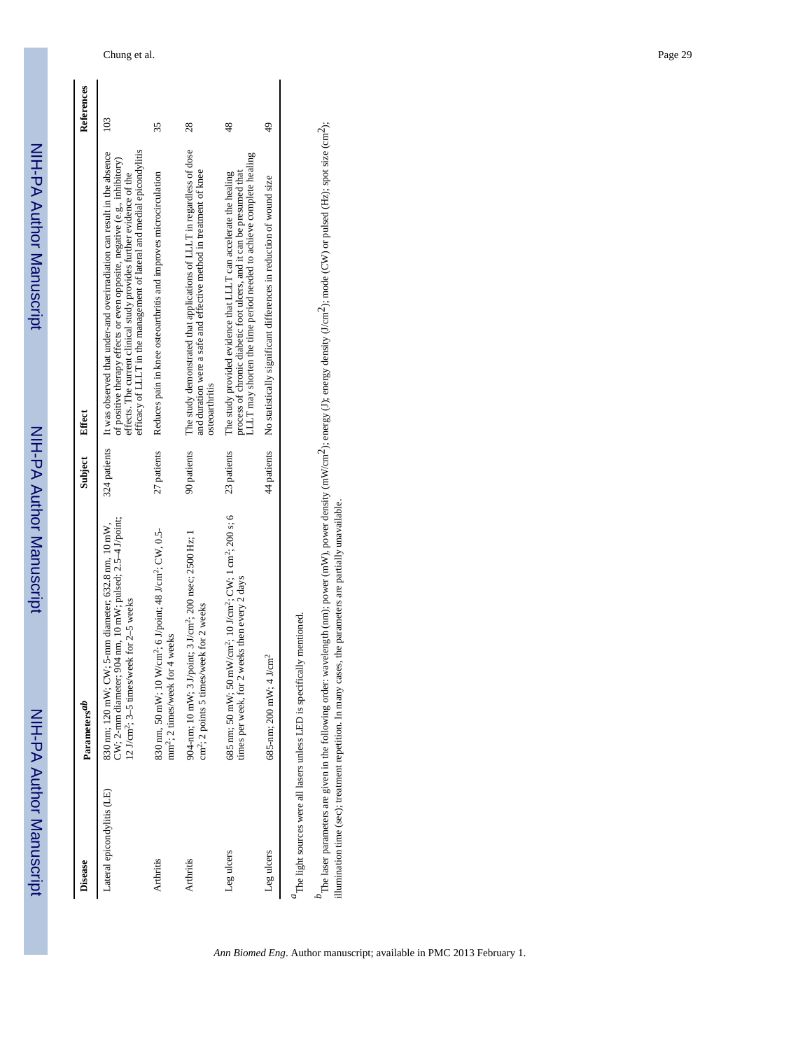| Disease | Parameters[ab] | Subject | Effect | References |
|---|---|---|---|---|
| Lateral epicondylitis (LE) | 830 nm; 120 mW; CW; 5-mm diameter; 632.8 nm, 10 mW, CW; 2-mm diameter; 904 nm, 10 mW; pulsed; 2.5–4 J/point; 12 J/cm$^2$; 3–5 times/week for 2–5 weeks | 324 patients | It was observed that under-and overirradiation can result in the absence of positive therapy effects or even opposite, negative (e.g., inhibitory) effects. The current clinical study provides further evidence of the efficacy of LLLT in the management of lateral and medial epicondylitis | 103 |
| Arthritis | 830 nm, 50 mW; 10 W/cm$^2$; 6 J/point; 48 J/cm$^2$; CW, 0.5-mm$^2$; 2 times/week for 4 weeks | 27 patients | Reduces pain in knee osteoarthritis and improves microcirculation | 35 |
| Arthritis | 904-nm; 10 mW; 3 J/point; 3 J/cm$^2$; 200 nsec; 2500 Hz; 1 cm$^2$; 2 points 5 times/week for 2 weeks | 90 patients | The study demonstrated that applications of LLLT in regardless of dose and duration were a safe and effective method in treatment of knee osteoarthritis | 28 |
| Leg ulcers | 685 nm; 50 mW; 50 mW/cm$^2$; 10 J/cm$^2$; CW; 1 cm$^2$; 200 s; 6 times per week, for 2 weeks then every 2 days | 23 patients | The study provided evidence that LLLT can accelerate the healing process of chronic diabetic foot ulcers, and it can be presumed that LLLT may shorten the time period needed to achieve complete healing | 48 |
| Leg ulcers | 685-nm; 200 mW; 4 J/cm$^2$ | 44 patients | No statistically significant differences in reduction of wound size | 49 |

[a]The light sources were all lasers unless LED is specifically mentioned.

[b]The laser parameters are given in the following order: wavelength (nm); power (mW), power density (mW/cm$^2$); energy (J); energy density (J/cm$^2$); mode (CW) or pulsed (Hz); spot size (cm$^2$); illumination time (sec); treatment repetition. In many cases, the parameters are partially unavailable.